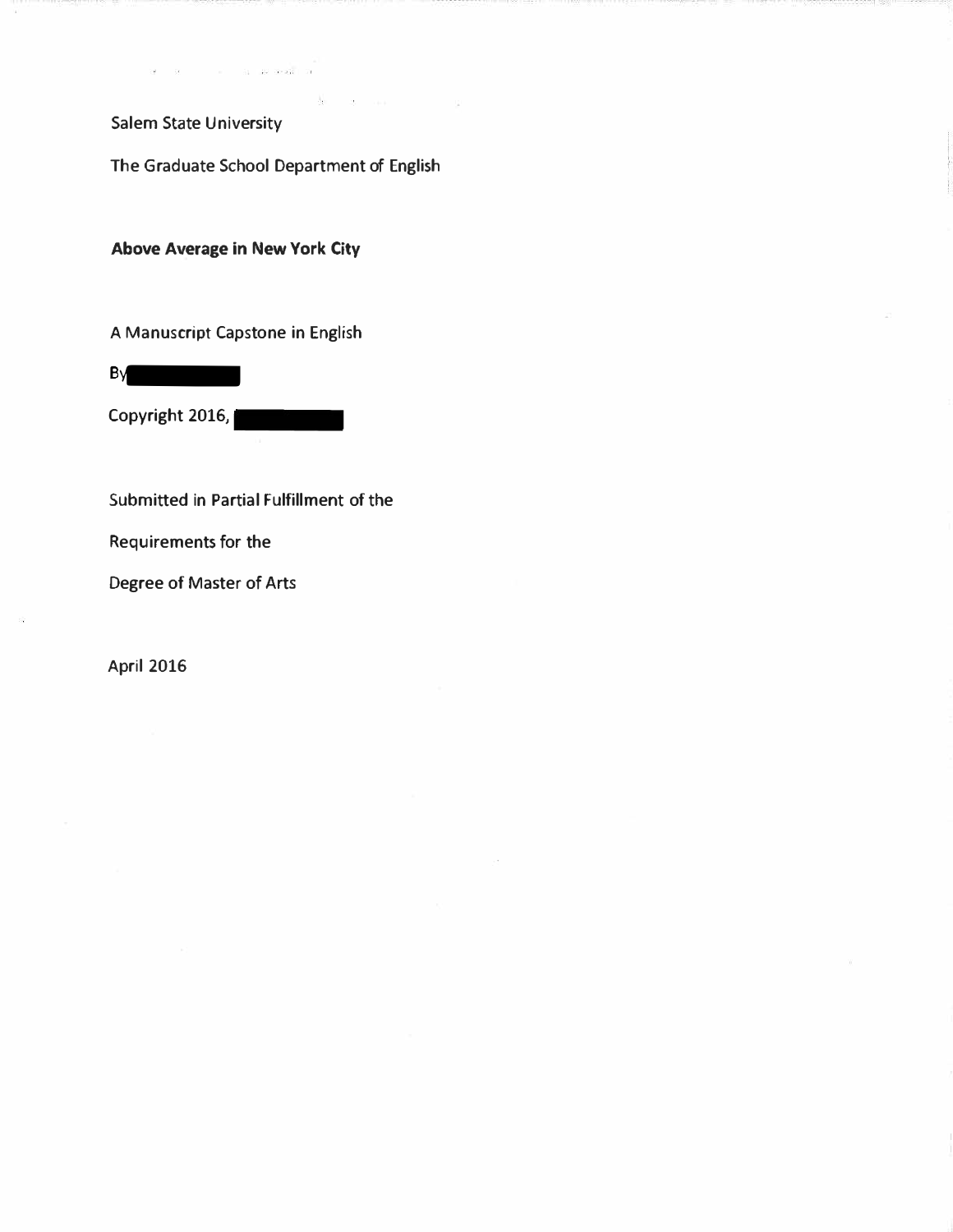Salem State University

The Graduate School Department of English

**Above Average in New York City**

A Manuscript Capstone in English

By

Copyright 2016,

Submitted in Partial Fulfillment of the

Requirements for the

Degree of Master of Arts

April 2016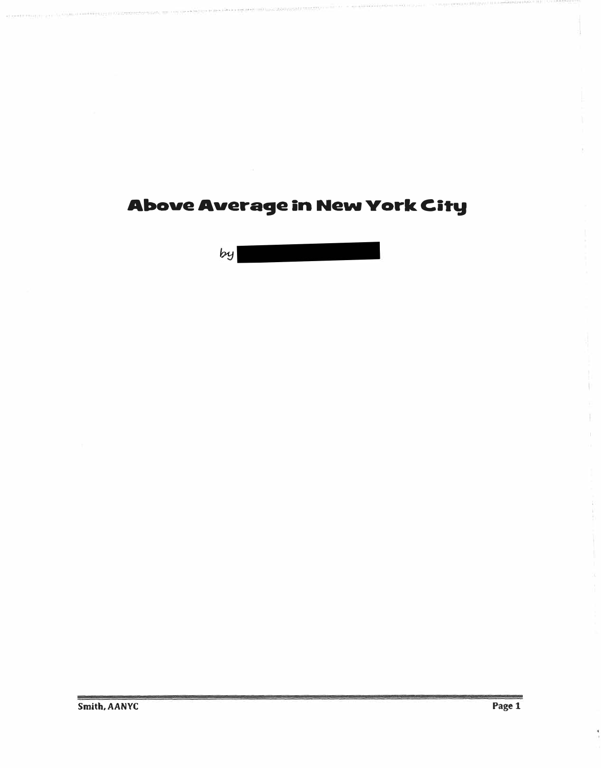# Above Average in New York City

by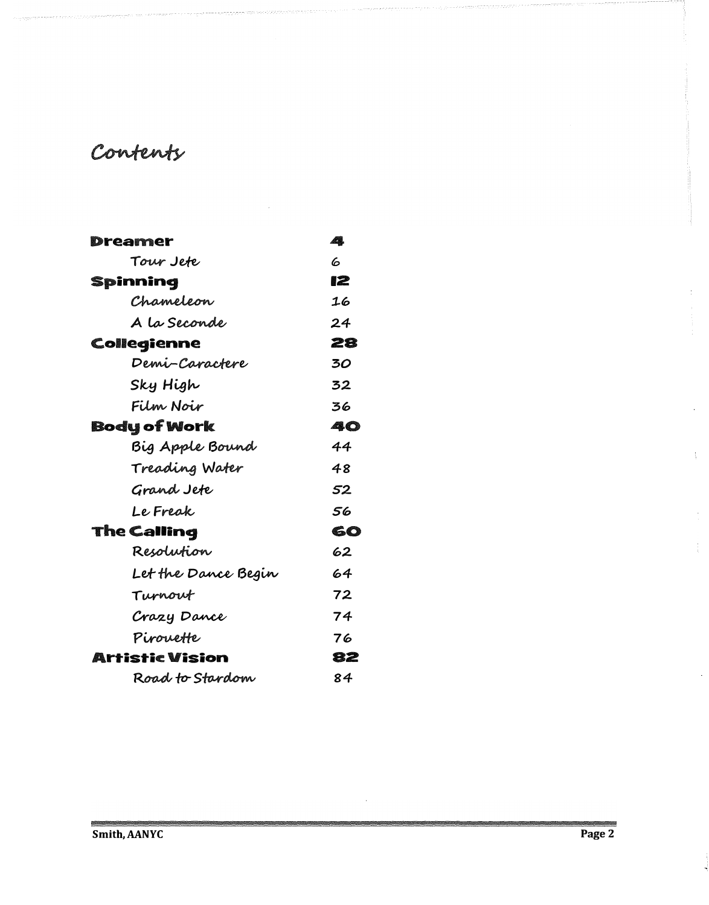# Contents

| | |
|---|---|
| **Dreamer** | **4** |
| *Tour Jete* | 6 |
| **Spinning** | **12** |
| *Chameleon* | 16 |
| *A la Seconde* | 24 |
| **Collegienne** | **28** |
| *Demi-Caractere* | 30 |
| *Sky High* | 32 |
| *Film Noir* | 36 |
| **Body of Work** | **40** |
| *Big Apple Bound* | 44 |
| *Treading Water* | 48 |
| *Grand Jete* | 52 |
| *Le Freak* | 56 |
| **The Calling** | **60** |
| *Resolution* | 62 |
| *Let the Dance Begin* | 64 |
| *Turnout* | 72 |
| *Crazy Dance* | 74 |
| *Pirouette* | 76 |
| **Artistic Vision** | **82** |
| *Road to Stardom* | 84 |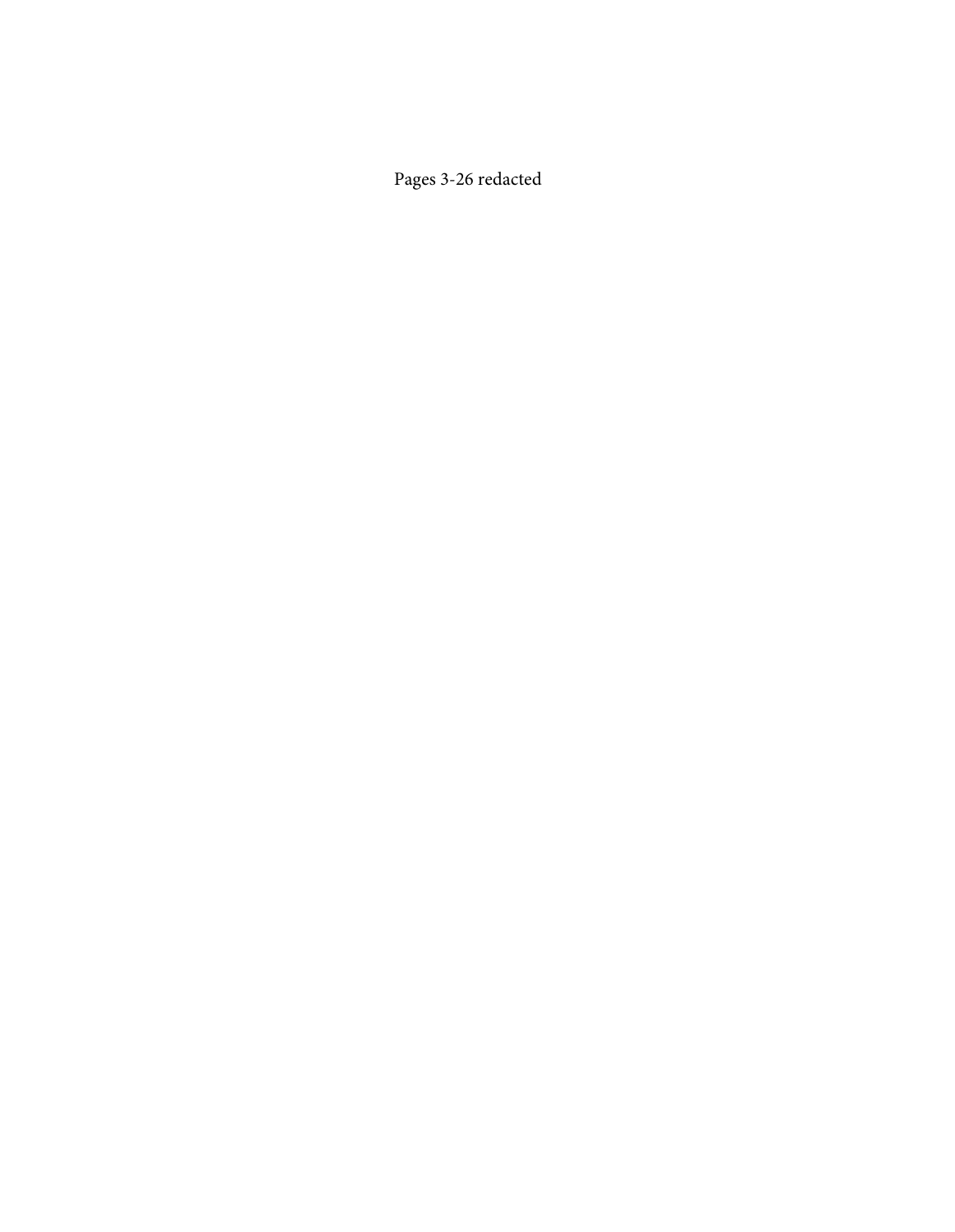Pages 3-26 redacted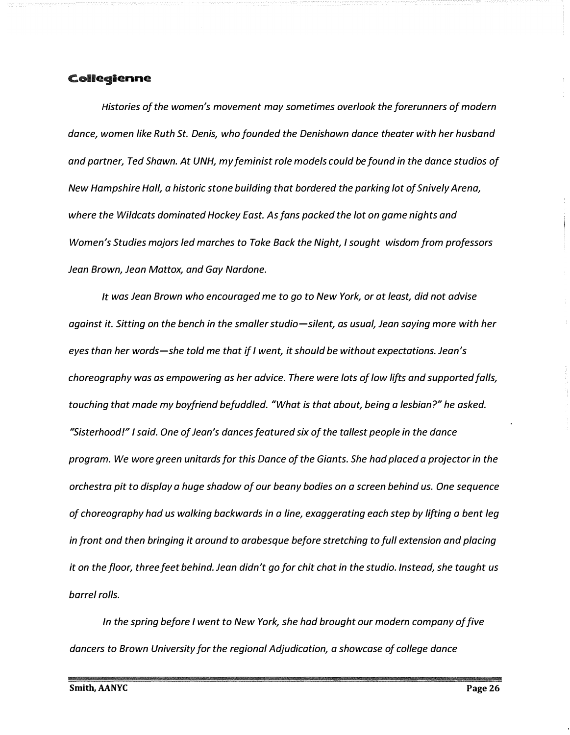## Collegienne

*Histories of the women's movement may sometimes overlook the forerunners of modern dance, women like Ruth St. Denis, who founded the Denishawn dance theater with her husband and partner, Ted Shawn. At UNH, my feminist role models could be found in the dance studios of New Hampshire Hall, a historic stone building that bordered the parking lot of Snively Arena, where the Wildcats dominated Hockey East. As fans packed the lot on game nights and Women's Studies majors led marches to Take Back the Night, I sought wisdom from professors Jean Brown, Jean Mattox, and Gay Nardone.*

*It was Jean Brown who encouraged me to go to New York, or at least, did not advise against it. Sitting on the bench in the smaller studio—silent, as usual, Jean saying more with her eyes than her words—she told me that if I went, it should be without expectations. Jean's choreography was as empowering as her advice. There were lots of low lifts and supported falls, touching that made my boyfriend befuddled. "What is that about, being a lesbian?" he asked. "Sisterhood!" I said. One of Jean's dances featured six of the tallest people in the dance program. We wore green unitards for this Dance of the Giants. She had placed a projector in the orchestra pit to display a huge shadow of our beany bodies on a screen behind us. One sequence of choreography had us walking backwards in a line, exaggerating each step by lifting a bent leg in front and then bringing it around to arabesque before stretching to full extension and placing it on the floor, three feet behind. Jean didn't go for chit chat in the studio. Instead, she taught us barrel rolls.*

*In the spring before I went to New York, she had brought our modern company of five dancers to Brown University for the regional Adjudication, a showcase of college dance*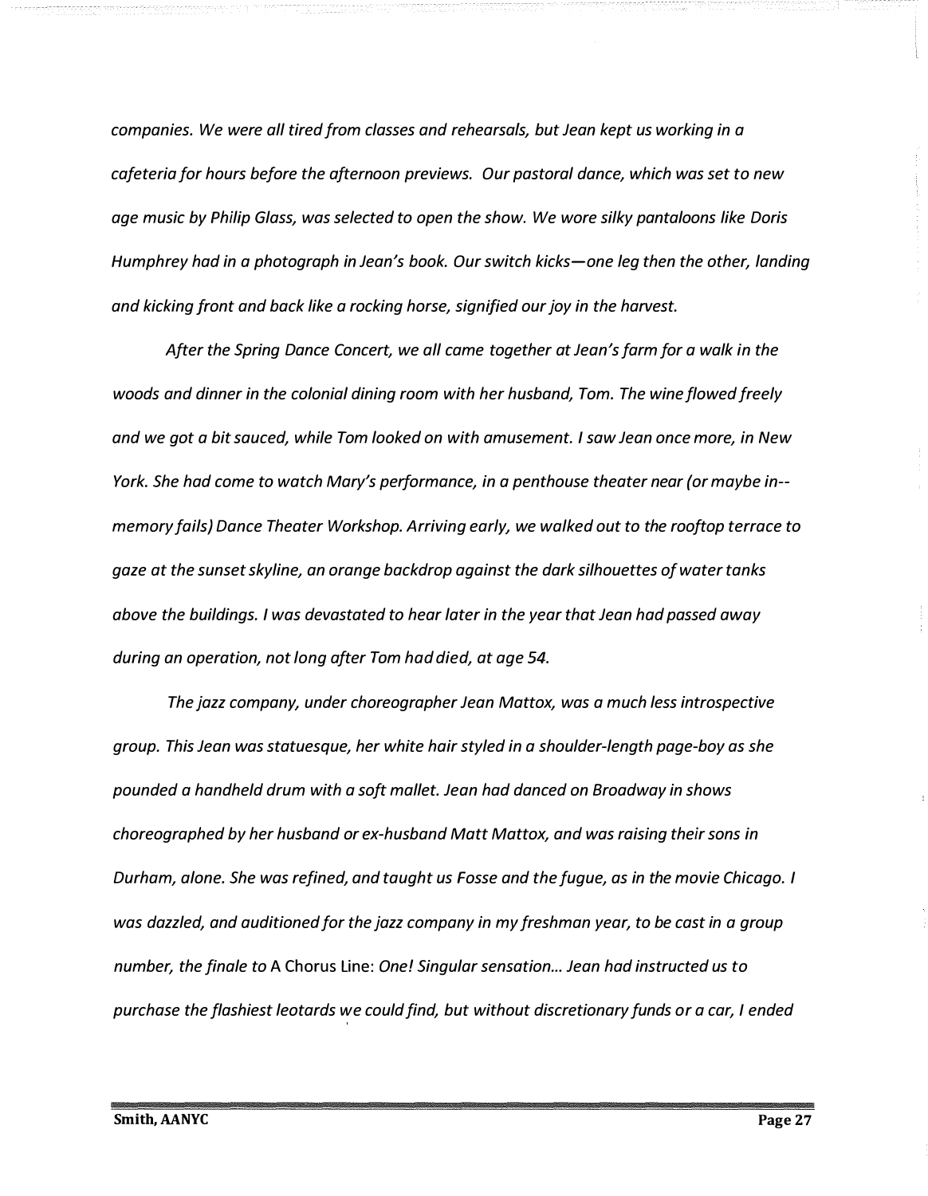*companies. We were all tired from classes and rehearsals, but Jean kept us working in a cafeteria for hours before the afternoon previews. Our pastoral dance, which was set to new age music by Philip Glass, was selected to open the show. We wore silky pantaloons like Doris Humphrey had in a photograph in Jean's book. Our switch kicks—one leg then the other, landing and kicking front and back like a rocking horse, signified our joy in the harvest.*

*After the Spring Dance Concert, we all came together at Jean's farm for a walk in the woods and dinner in the colonial dining room with her husband, Tom. The wine flowed freely and we got a bit sauced, while Tom looked on with amusement. I saw Jean once more, in New York. She had come to watch Mary's performance, in a penthouse theater near (or maybe in--memory fails) Dance Theater Workshop. Arriving early, we walked out to the rooftop terrace to gaze at the sunset skyline, an orange backdrop against the dark silhouettes of water tanks above the buildings. I was devastated to hear later in the year that Jean had passed away during an operation, not long after Tom had died, at age 54.*

*The jazz company, under choreographer Jean Mattox, was a much less introspective group. This Jean was statuesque, her white hair styled in a shoulder-length page-boy as she pounded a handheld drum with a soft mallet. Jean had danced on Broadway in shows choreographed by her husband or ex-husband Matt Mattox, and was raising their sons in Durham, alone. She was refined, and taught us Fosse and the fugue, as in the movie Chicago. I was dazzled, and auditioned for the jazz company in my freshman year, to be cast in a group number, the finale to* A Chorus Line: *One! Singular sensation... Jean had instructed us to purchase the flashiest leotards we could find, but without discretionary funds or a car, I ended*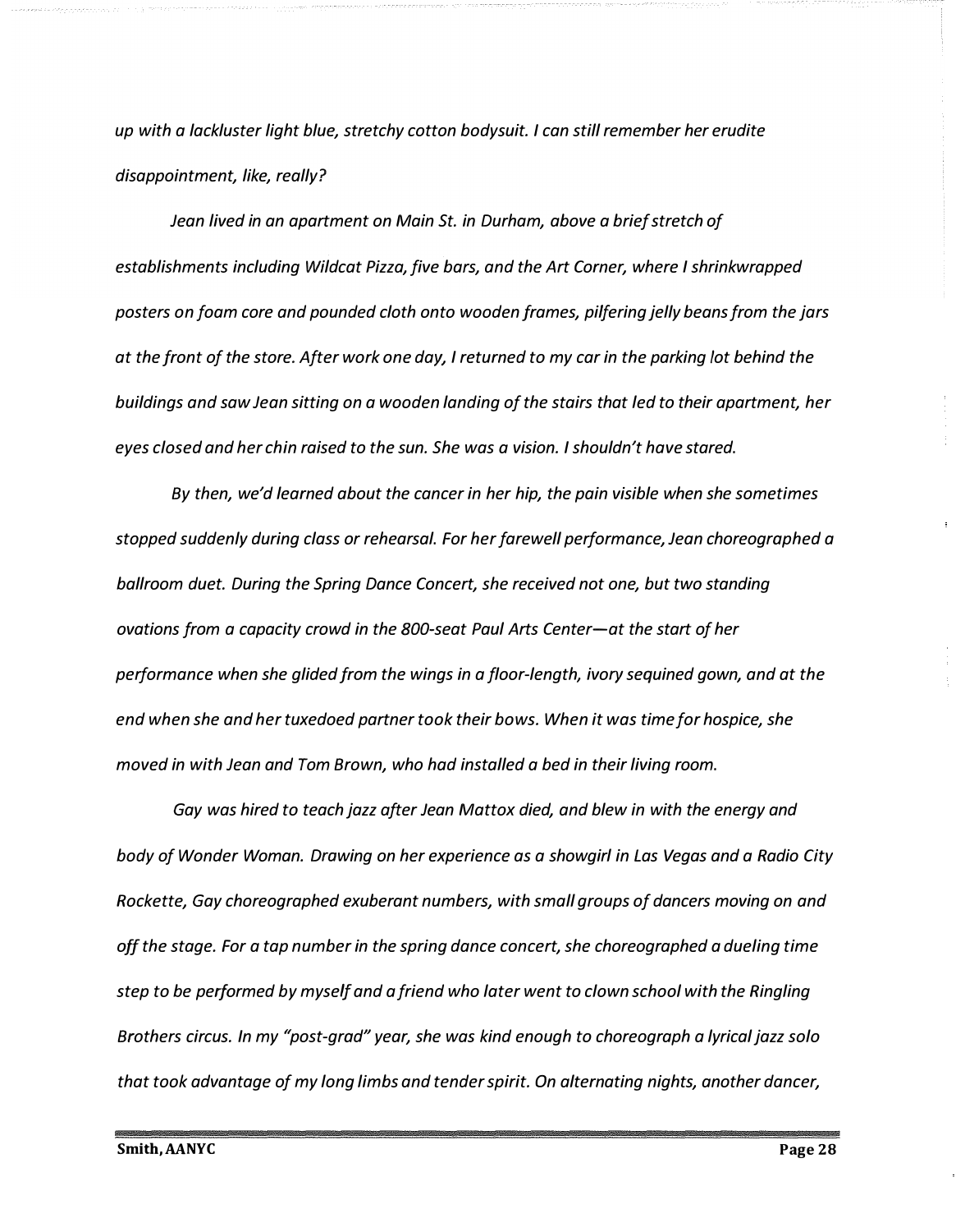*up with a lackluster light blue, stretchy cotton bodysuit. I can still remember her erudite disappointment, like, really?*

*Jean lived in an apartment on Main St. in Durham, above a brief stretch of establishments including Wildcat Pizza, five bars, and the Art Corner, where I shrinkwrapped posters on foam core and pounded cloth onto wooden frames, pilfering jelly beans from the jars at the front of the store. After work one day, I returned to my car in the parking lot behind the buildings and saw Jean sitting on a wooden landing of the stairs that led to their apartment, her eyes closed and her chin raised to the sun. She was a vision. I shouldn't have stared.*

*By then, we'd learned about the cancer in her hip, the pain visible when she sometimes stopped suddenly during class or rehearsal. For her farewell performance, Jean choreographed a ballroom duet. During the Spring Dance Concert, she received not one, but two standing ovations from a capacity crowd in the 800-seat Paul Arts Center—at the start of her performance when she glided from the wings in a floor-length, ivory sequined gown, and at the end when she and her tuxedoed partner took their bows. When it was time for hospice, she moved in with Jean and Tom Brown, who had installed a bed in their living room.*

*Gay was hired to teach jazz after Jean Mattox died, and blew in with the energy and body of Wonder Woman. Drawing on her experience as a showgirl in Las Vegas and a Radio City Rockette, Gay choreographed exuberant numbers, with small groups of dancers moving on and off the stage. For a tap number in the spring dance concert, she choreographed a dueling time step to be performed by myself and a friend who later went to clown school with the Ringling Brothers circus. In my "post-grad" year, she was kind enough to choreograph a lyrical jazz solo that took advantage of my long limbs and tender spirit. On alternating nights, another dancer,*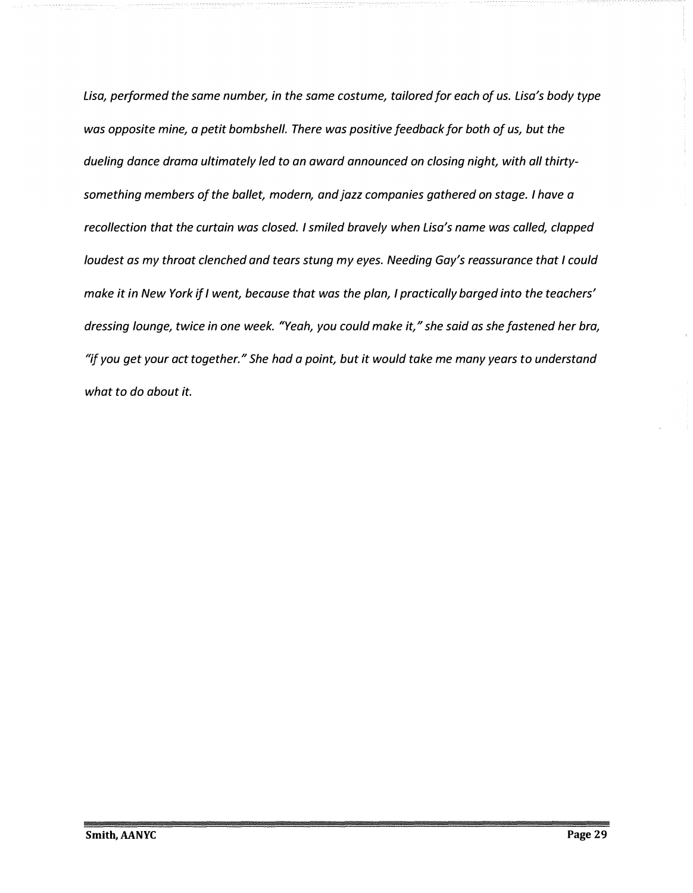*Lisa, performed the same number, in the same costume, tailored for each of us. Lisa's body type was opposite mine, a petit bombshell. There was positive feedback for both of us, but the dueling dance drama ultimately led to an award announced on closing night, with all thirty-something members of the ballet, modern, and jazz companies gathered on stage. I have a recollection that the curtain was closed. I smiled bravely when Lisa's name was called, clapped loudest as my throat clenched and tears stung my eyes. Needing Gay's reassurance that I could make it in New York if I went, because that was the plan, I practically barged into the teachers' dressing lounge, twice in one week. "Yeah, you could make it," she said as she fastened her bra, "if you get your act together." She had a point, but it would take me many years to understand what to do about it.*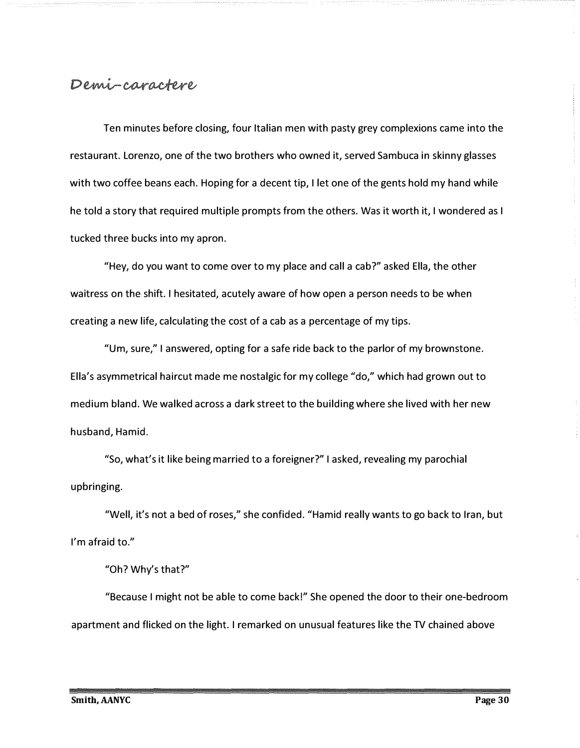# Demi-caractere

Ten minutes before closing, four Italian men with pasty grey complexions came into the restaurant. Lorenzo, one of the two brothers who owned it, served Sambuca in skinny glasses with two coffee beans each. Hoping for a decent tip, I let one of the gents hold my hand while he told a story that required multiple prompts from the others. Was it worth it, I wondered as I tucked three bucks into my apron.

"Hey, do you want to come over to my place and call a cab?" asked Ella, the other waitress on the shift. I hesitated, acutely aware of how open a person needs to be when creating a new life, calculating the cost of a cab as a percentage of my tips.

"Um, sure," I answered, opting for a safe ride back to the parlor of my brownstone. Ella's asymmetrical haircut made me nostalgic for my college "do," which had grown out to medium bland. We walked across a dark street to the building where she lived with her new husband, Hamid.

"So, what's it like being married to a foreigner?" I asked, revealing my parochial upbringing.

"Well, it's not a bed of roses," she confided. "Hamid really wants to go back to Iran, but I'm afraid to."

"Oh? Why's that?"

"Because I might not be able to come back!" She opened the door to their one-bedroom apartment and flicked on the light. I remarked on unusual features like the TV chained above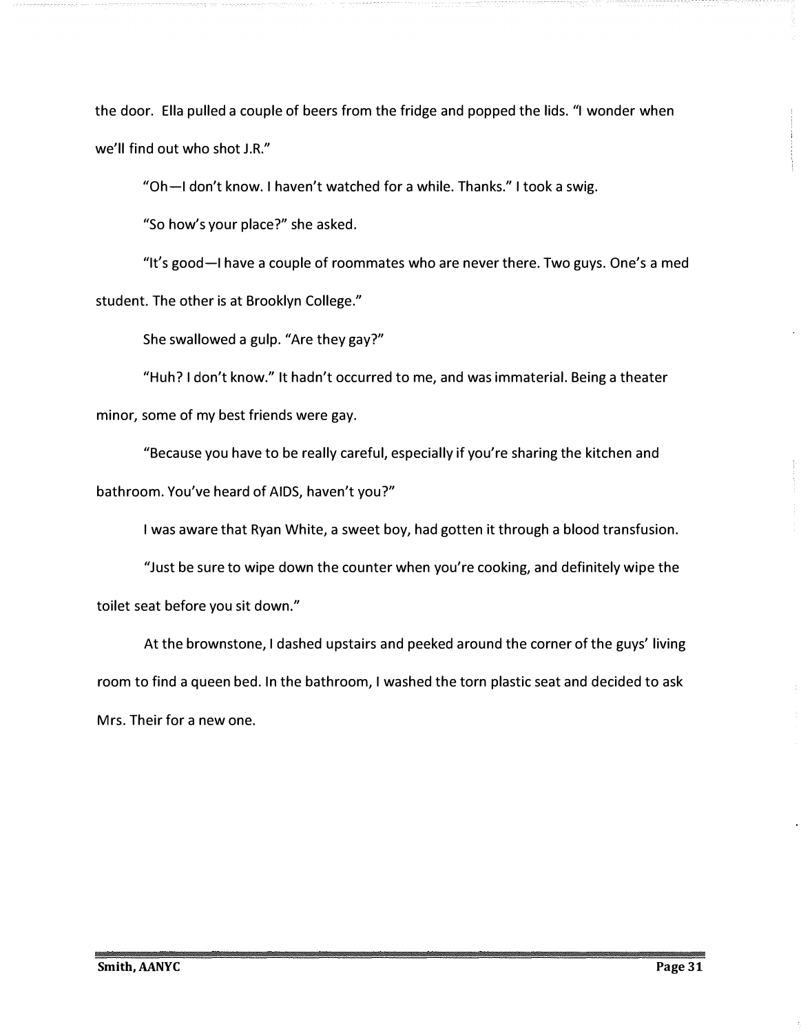the door. Ella pulled a couple of beers from the fridge and popped the lids. "I wonder when we'll find out who shot J.R."

"Oh—I don't know. I haven't watched for a while. Thanks." I took a swig.

"So how's your place?" she asked.

"It's good—I have a couple of roommates who are never there. Two guys. One's a med student. The other is at Brooklyn College."

She swallowed a gulp. "Are they gay?"

"Huh? I don't know." It hadn't occurred to me, and was immaterial. Being a theater minor, some of my best friends were gay.

"Because you have to be really careful, especially if you're sharing the kitchen and bathroom. You've heard of AIDS, haven't you?"

I was aware that Ryan White, a sweet boy, had gotten it through a blood transfusion.

"Just be sure to wipe down the counter when you're cooking, and definitely wipe the toilet seat before you sit down."

At the brownstone, I dashed upstairs and peeked around the corner of the guys' living room to find a queen bed. In the bathroom, I washed the torn plastic seat and decided to ask Mrs. Their for a new one.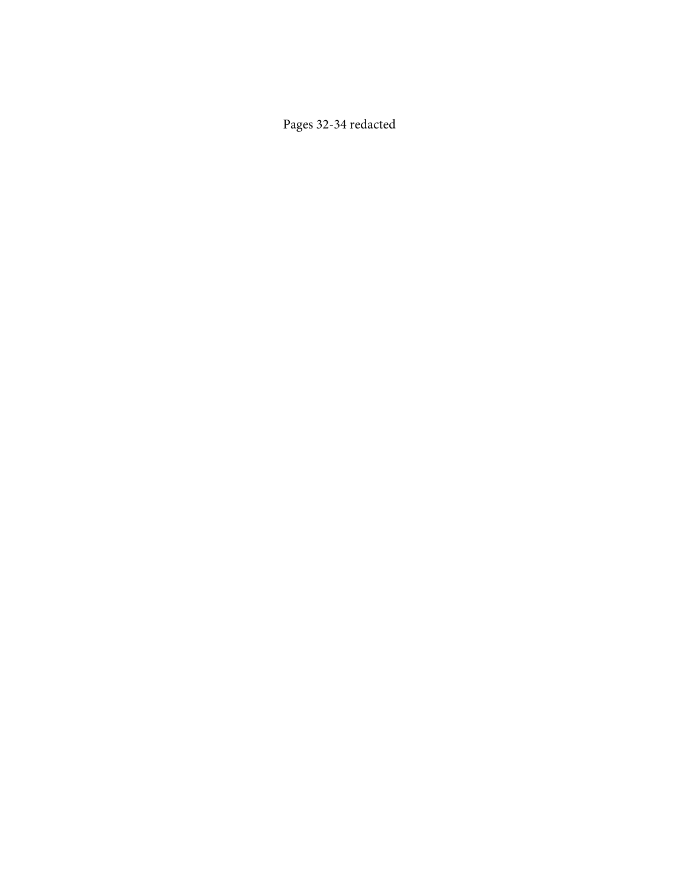Pages 32-34 redacted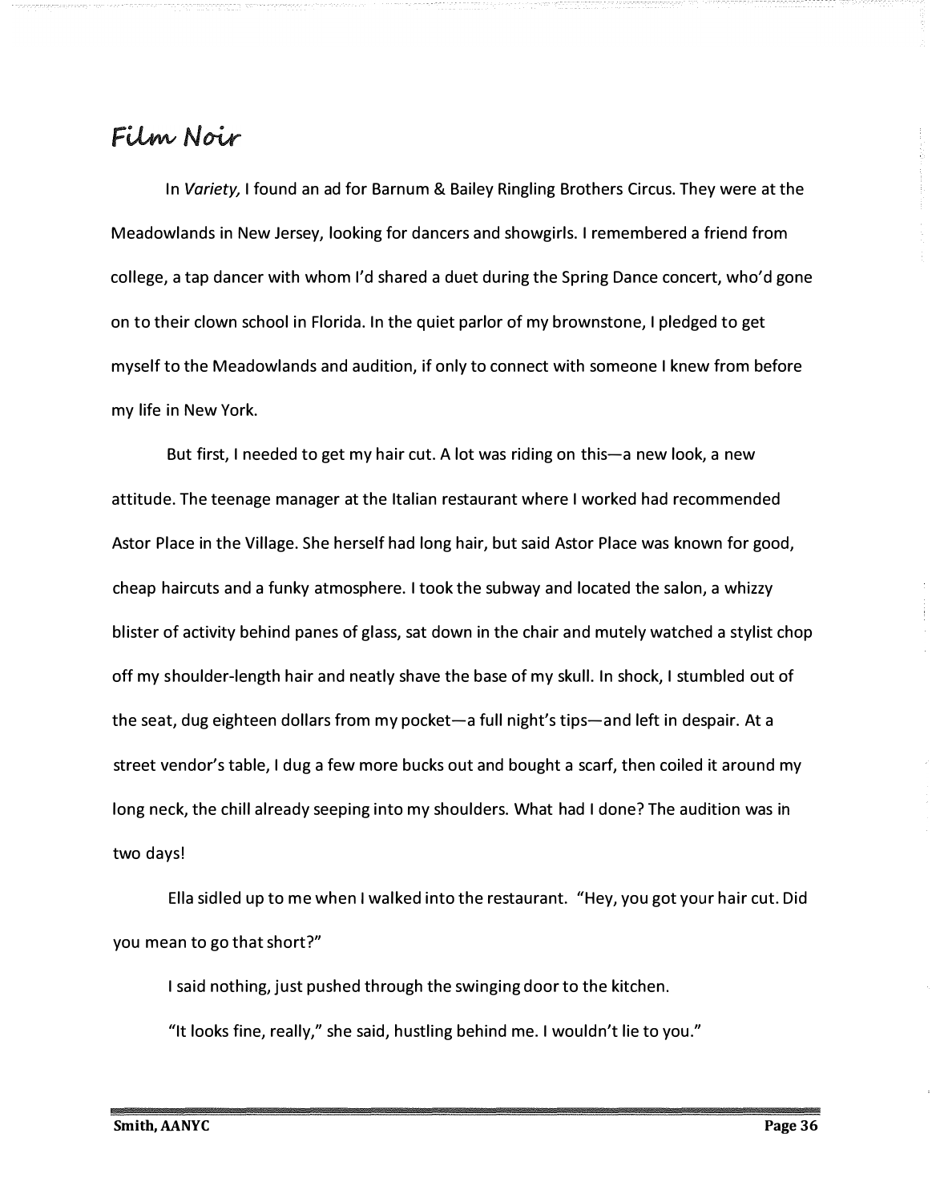# Film Noir

In *Variety,* I found an ad for Barnum & Bailey Ringling Brothers Circus. They were at the Meadowlands in New Jersey, looking for dancers and showgirls. I remembered a friend from college, a tap dancer with whom I'd shared a duet during the Spring Dance concert, who'd gone on to their clown school in Florida. In the quiet parlor of my brownstone, I pledged to get myself to the Meadowlands and audition, if only to connect with someone I knew from before my life in New York.

But first, I needed to get my hair cut. A lot was riding on this—a new look, a new attitude. The teenage manager at the Italian restaurant where I worked had recommended Astor Place in the Village. She herself had long hair, but said Astor Place was known for good, cheap haircuts and a funky atmosphere. I took the subway and located the salon, a whizzy blister of activity behind panes of glass, sat down in the chair and mutely watched a stylist chop off my shoulder-length hair and neatly shave the base of my skull. In shock, I stumbled out of the seat, dug eighteen dollars from my pocket—a full night's tips—and left in despair. At a street vendor's table, I dug a few more bucks out and bought a scarf, then coiled it around my long neck, the chill already seeping into my shoulders. What had I done? The audition was in two days!

Ella sidled up to me when I walked into the restaurant. "Hey, you got your hair cut. Did you mean to go that short?"

I said nothing, just pushed through the swinging door to the kitchen.

"It looks fine, really," she said, hustling behind me. I wouldn't lie to you."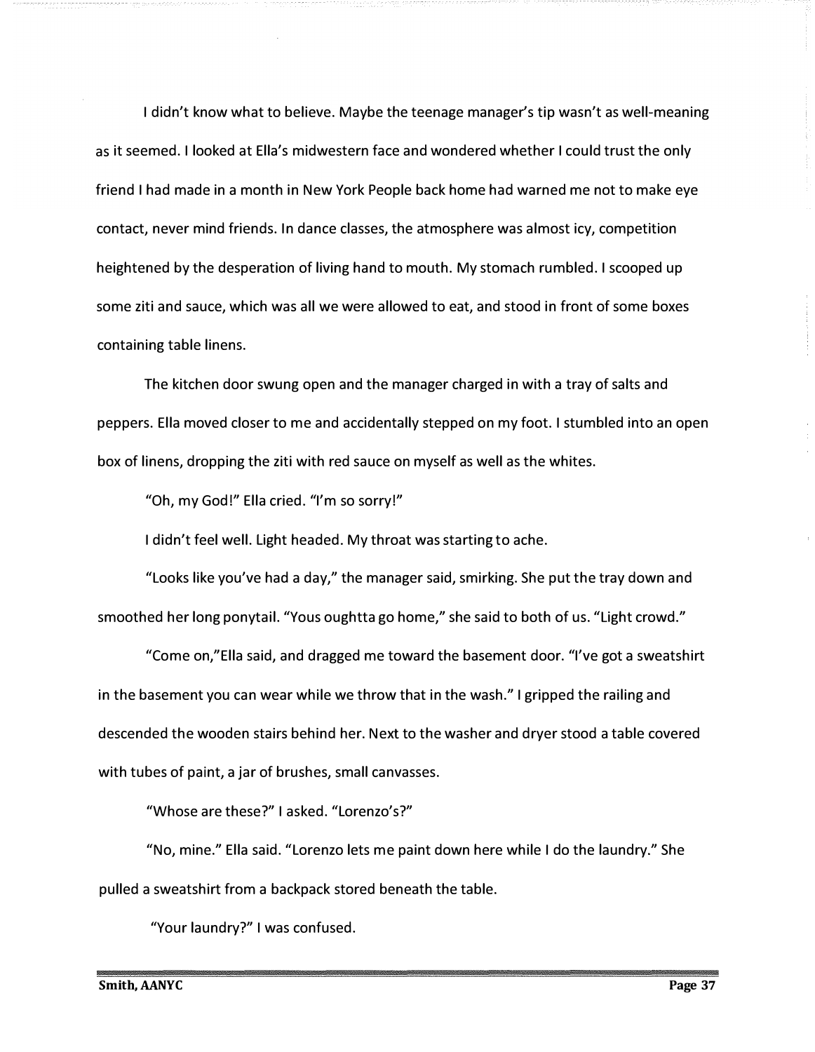I didn't know what to believe. Maybe the teenage manager's tip wasn't as well-meaning as it seemed. I looked at Ella's midwestern face and wondered whether I could trust the only friend I had made in a month in New York People back home had warned me not to make eye contact, never mind friends. In dance classes, the atmosphere was almost icy, competition heightened by the desperation of living hand to mouth. My stomach rumbled. I scooped up some ziti and sauce, which was all we were allowed to eat, and stood in front of some boxes containing table linens.

The kitchen door swung open and the manager charged in with a tray of salts and peppers. Ella moved closer to me and accidentally stepped on my foot. I stumbled into an open box of linens, dropping the ziti with red sauce on myself as well as the whites.

"Oh, my God!" Ella cried. "I'm so sorry!"

I didn't feel well. Light headed. My throat was starting to ache.

"Looks like you've had a day," the manager said, smirking. She put the tray down and smoothed her long ponytail. "Yous oughtta go home," she said to both of us. "Light crowd."

"Come on,"Ella said, and dragged me toward the basement door. "I've got a sweatshirt in the basement you can wear while we throw that in the wash." I gripped the railing and descended the wooden stairs behind her. Next to the washer and dryer stood a table covered with tubes of paint, a jar of brushes, small canvasses.

"Whose are these?" I asked. "Lorenzo's?"

"No, mine." Ella said. "Lorenzo lets me paint down here while I do the laundry." She pulled a sweatshirt from a backpack stored beneath the table.

"Your laundry?" I was confused.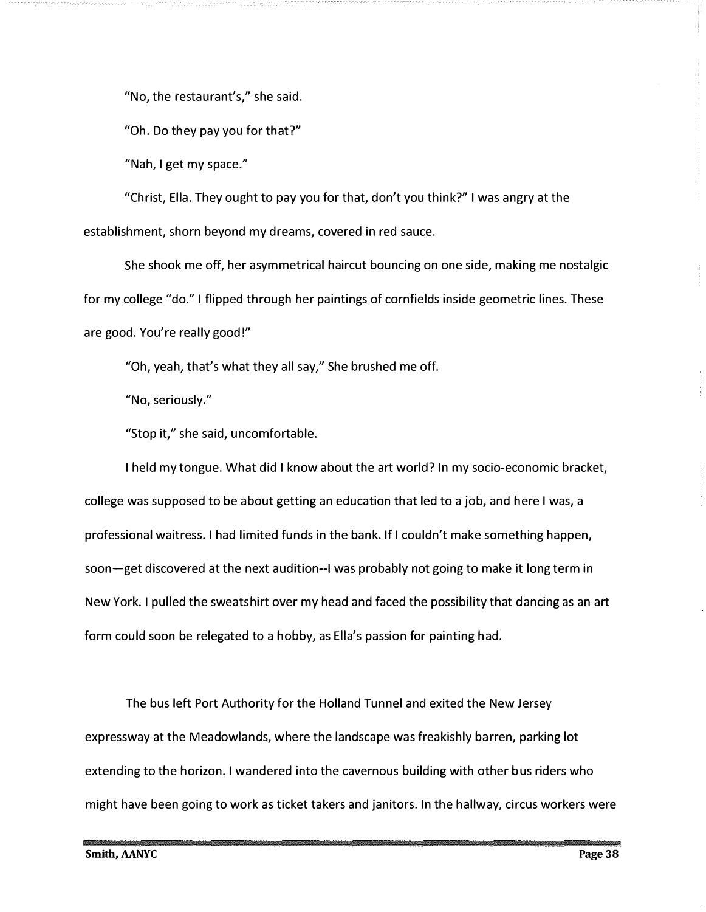"No, the restaurant's," she said.

"Oh. Do they pay you for that?"

"Nah, I get my space."

"Christ, Ella. They ought to pay you for that, don't you think?" I was angry at the establishment, shorn beyond my dreams, covered in red sauce.

She shook me off, her asymmetrical haircut bouncing on one side, making me nostalgic for my college "do." I flipped through her paintings of cornfields inside geometric lines. These are good. You're really good!"

"Oh, yeah, that's what they all say," She brushed me off.

"No, seriously."

"Stop it," she said, uncomfortable.

I held my tongue. What did I know about the art world? In my socio-economic bracket, college was supposed to be about getting an education that led to a job, and here I was, a professional waitress. I had limited funds in the bank. If I couldn't make something happen, soon—get discovered at the next audition--I was probably not going to make it long term in New York. I pulled the sweatshirt over my head and faced the possibility that dancing as an art form could soon be relegated to a hobby, as Ella's passion for painting had.

The bus left Port Authority for the Holland Tunnel and exited the New Jersey expressway at the Meadowlands, where the landscape was freakishly barren, parking lot extending to the horizon. I wandered into the cavernous building with other bus riders who might have been going to work as ticket takers and janitors. In the hallway, circus workers were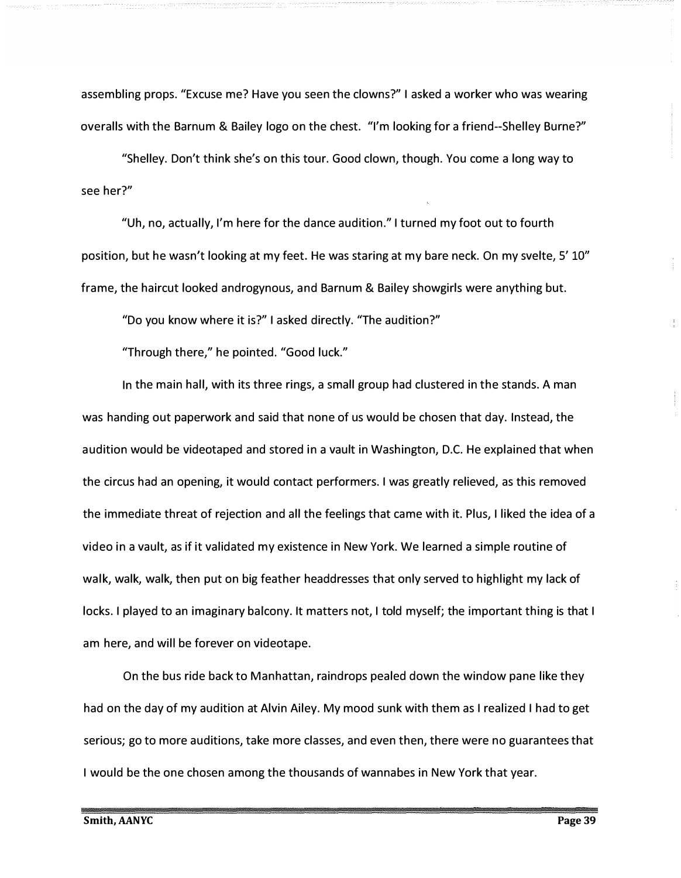assembling props. "Excuse me? Have you seen the clowns?" I asked a worker who was wearing overalls with the Barnum & Bailey logo on the chest. "I'm looking for a friend--Shelley Burne?"

"Shelley. Don't think she's on this tour. Good clown, though. You come a long way to see her?"

"Uh, no, actually, I'm here for the dance audition." I turned my foot out to fourth position, but he wasn't looking at my feet. He was staring at my bare neck. On my svelte, 5' 10" frame, the haircut looked androgynous, and Barnum & Bailey showgirls were anything but.

"Do you know where it is?" I asked directly. "The audition?"

"Through there," he pointed. "Good luck."

In the main hall, with its three rings, a small group had clustered in the stands. A man was handing out paperwork and said that none of us would be chosen that day. Instead, the audition would be videotaped and stored in a vault in Washington, D.C. He explained that when the circus had an opening, it would contact performers. I was greatly relieved, as this removed the immediate threat of rejection and all the feelings that came with it. Plus, I liked the idea of a video in a vault, as if it validated my existence in New York. We learned a simple routine of walk, walk, walk, then put on big feather headdresses that only served to highlight my lack of locks. I played to an imaginary balcony. It matters not, I told myself; the important thing is that I am here, and will be forever on videotape.

On the bus ride back to Manhattan, raindrops pealed down the window pane like they had on the day of my audition at Alvin Ailey. My mood sunk with them as I realized I had to get serious; go to more auditions, take more classes, and even then, there were no guarantees that I would be the one chosen among the thousands of wannabes in New York that year.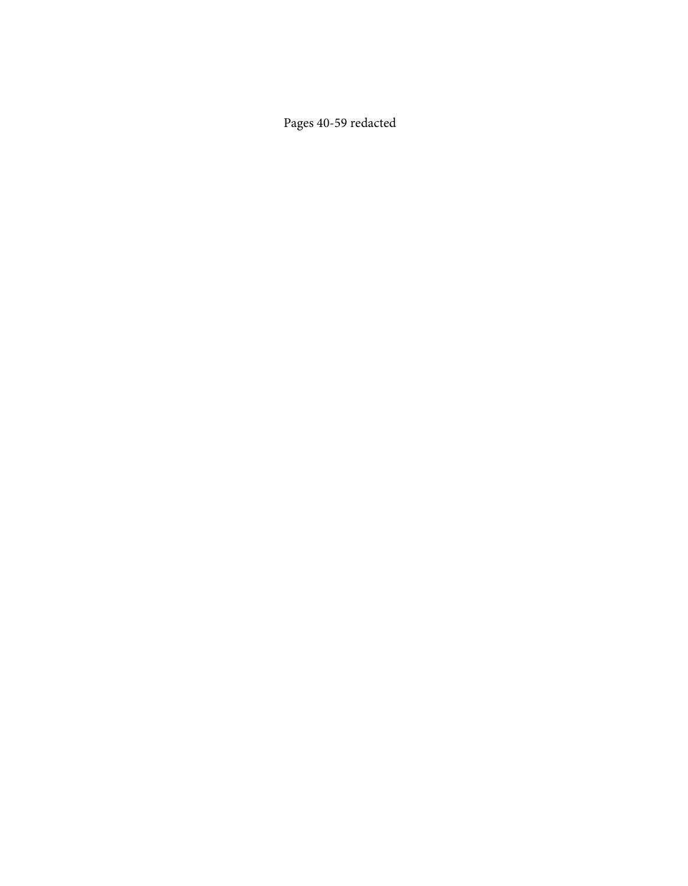Pages 40-59 redacted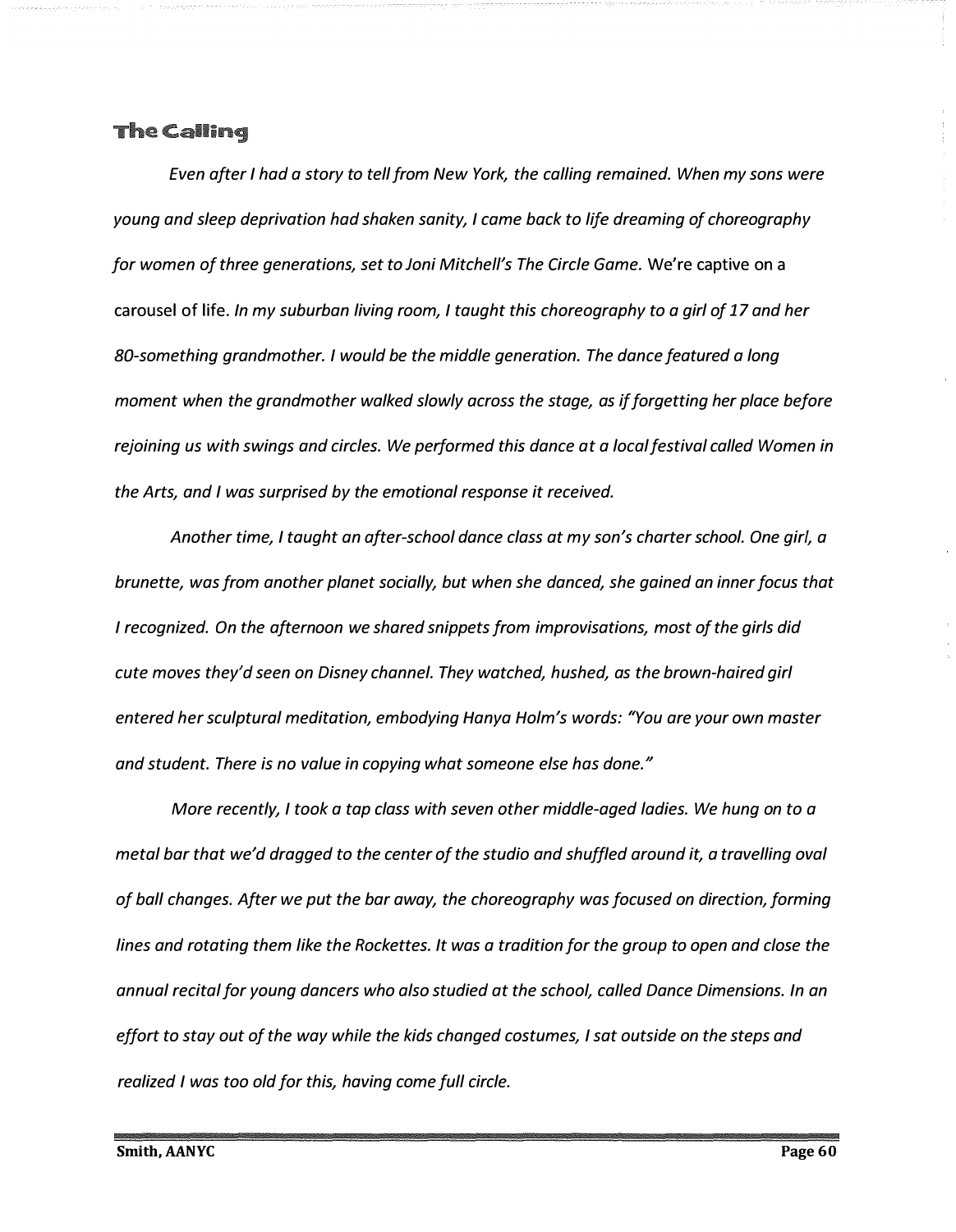## The Calling

*Even after I had a story to tell from New York, the calling remained. When my sons were young and sleep deprivation had shaken sanity, I came back to life dreaming of choreography for women of three generations, set to Joni Mitchell's The Circle Game.* We're captive on a carousel of life. *In my suburban living room, I taught this choreography to a girl of 17 and her 80-something grandmother. I would be the middle generation. The dance featured a long moment when the grandmother walked slowly across the stage, as if forgetting her place before rejoining us with swings and circles. We performed this dance at a local festival called Women in the Arts, and I was surprised by the emotional response it received.*

*Another time, I taught an after-school dance class at my son's charter school. One girl, a brunette, was from another planet socially, but when she danced, she gained an inner focus that I recognized. On the afternoon we shared snippets from improvisations, most of the girls did cute moves they'd seen on Disney channel. They watched, hushed, as the brown-haired girl entered her sculptural meditation, embodying Hanya Holm's words: "You are your own master and student. There is no value in copying what someone else has done."*

*More recently, I took a tap class with seven other middle-aged ladies. We hung on to a metal bar that we'd dragged to the center of the studio and shuffled around it, a travelling oval of ball changes. After we put the bar away, the choreography was focused on direction, forming lines and rotating them like the Rockettes. It was a tradition for the group to open and close the annual recital for young dancers who also studied at the school, called Dance Dimensions. In an effort to stay out of the way while the kids changed costumes, I sat outside on the steps and realized I was too old for this, having come full circle.*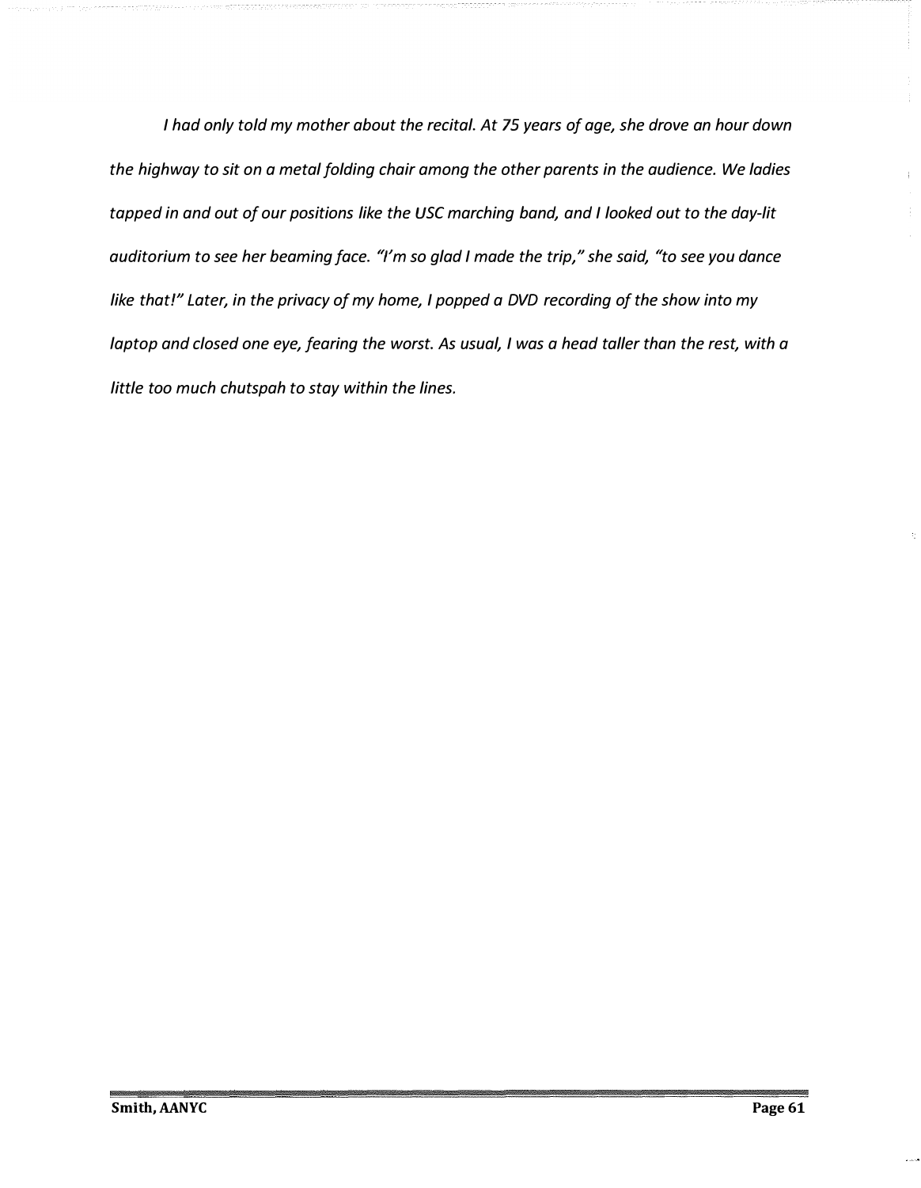*I had only told my mother about the recital. At 75 years of age, she drove an hour down the highway to sit on a metal folding chair among the other parents in the audience. We ladies tapped in and out of our positions like the USC marching band, and I looked out to the day-lit auditorium to see her beaming face. "I'm so glad I made the trip," she said, "to see you dance like that!" Later, in the privacy of my home, I popped a DVD recording of the show into my laptop and closed one eye, fearing the worst. As usual, I was a head taller than the rest, with a little too much chutspah to stay within the lines.*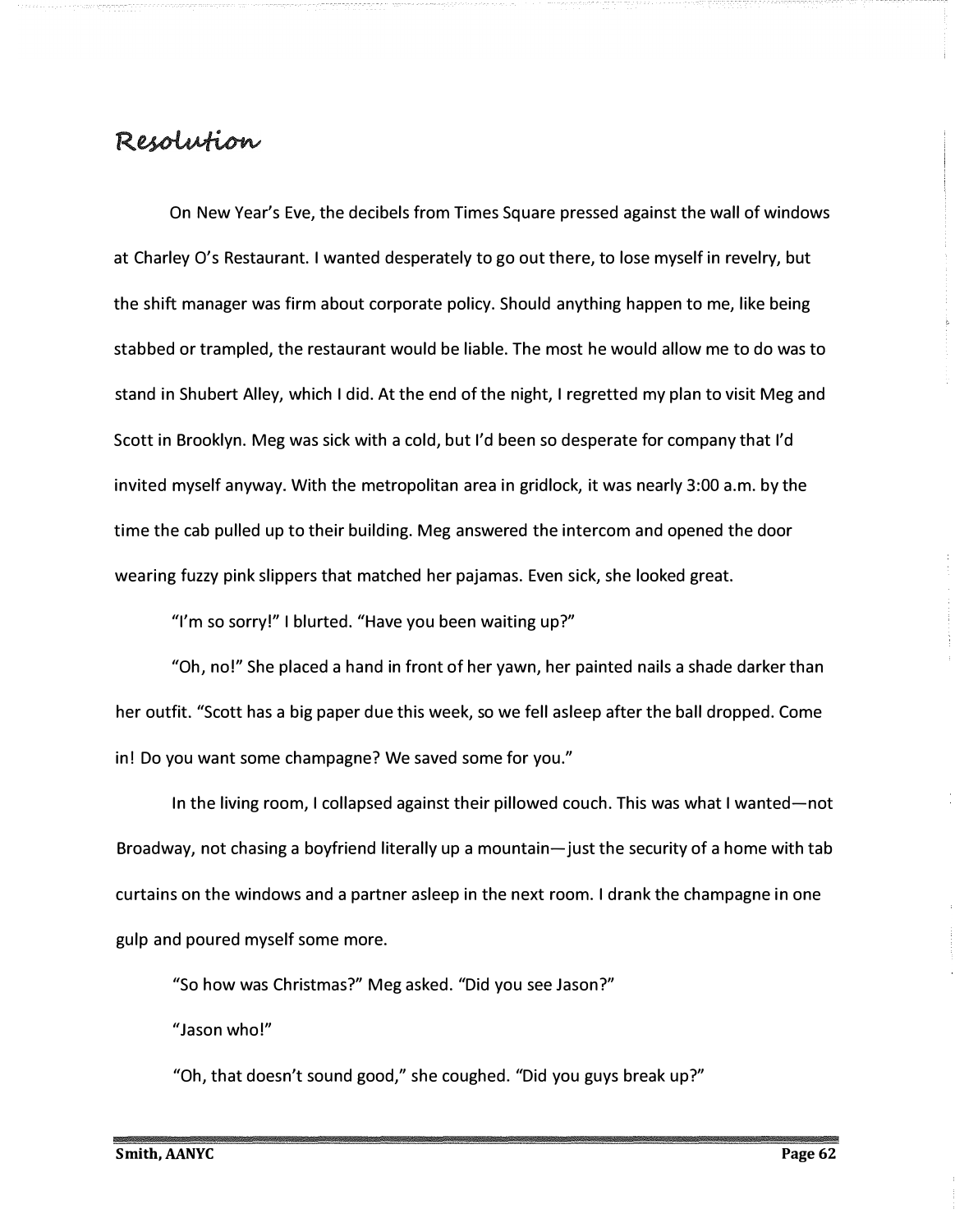# Resolution

On New Year's Eve, the decibels from Times Square pressed against the wall of windows at Charley O's Restaurant. I wanted desperately to go out there, to lose myself in revelry, but the shift manager was firm about corporate policy. Should anything happen to me, like being stabbed or trampled, the restaurant would be liable. The most he would allow me to do was to stand in Shubert Alley, which I did. At the end of the night, I regretted my plan to visit Meg and Scott in Brooklyn. Meg was sick with a cold, but I'd been so desperate for company that I'd invited myself anyway. With the metropolitan area in gridlock, it was nearly 3:00 a.m. by the time the cab pulled up to their building. Meg answered the intercom and opened the door wearing fuzzy pink slippers that matched her pajamas. Even sick, she looked great.

"I'm so sorry!" I blurted. "Have you been waiting up?"

"Oh, no!" She placed a hand in front of her yawn, her painted nails a shade darker than her outfit. "Scott has a big paper due this week, so we fell asleep after the ball dropped. Come in! Do you want some champagne? We saved some for you."

In the living room, I collapsed against their pillowed couch. This was what I wanted—not Broadway, not chasing a boyfriend literally up a mountain—just the security of a home with tab curtains on the windows and a partner asleep in the next room. I drank the champagne in one gulp and poured myself some more.

"So how was Christmas?" Meg asked. "Did you see Jason?"

"Jason who!"

"Oh, that doesn't sound good," she coughed. "Did you guys break up?"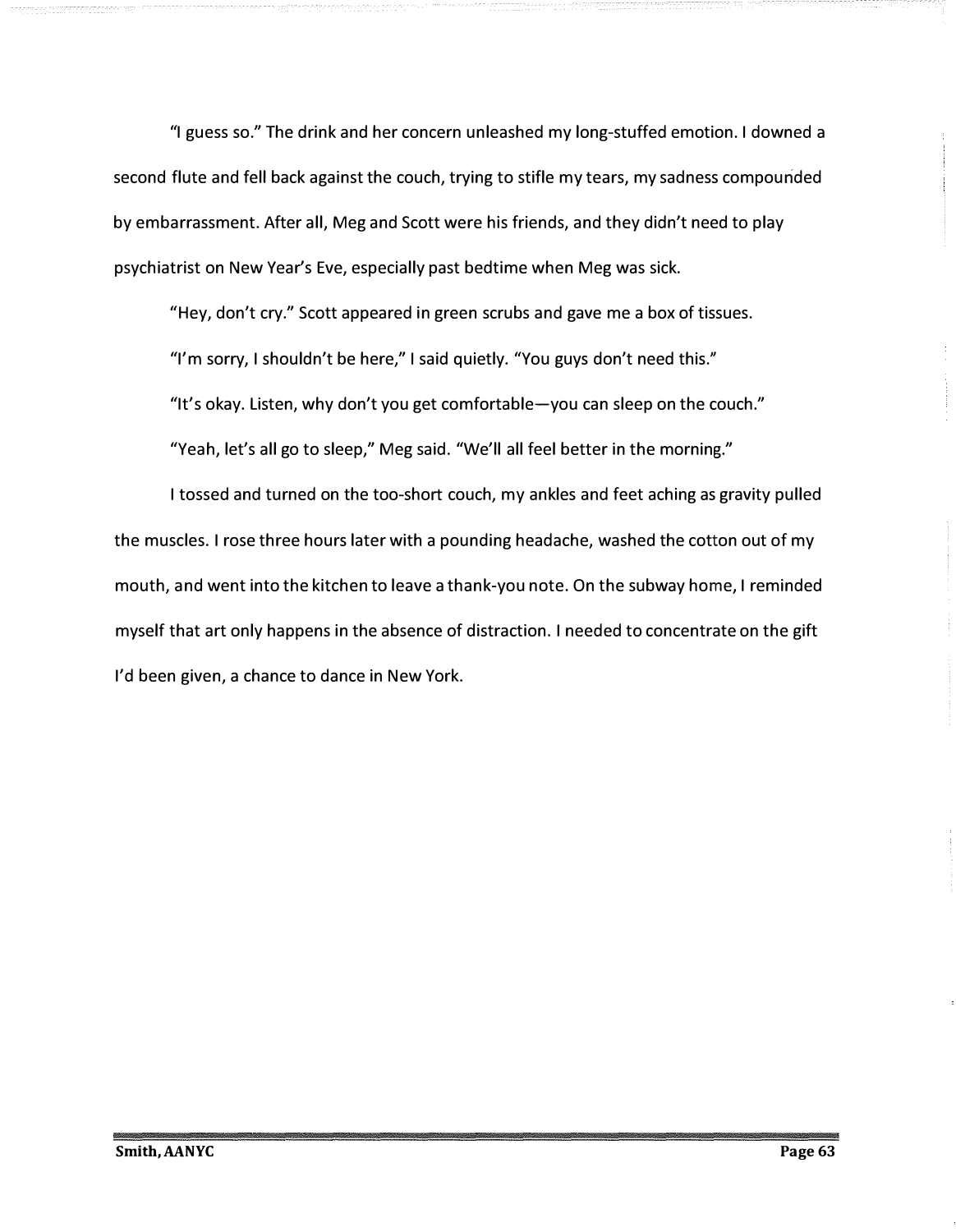"I guess so." The drink and her concern unleashed my long-stuffed emotion. I downed a second flute and fell back against the couch, trying to stifle my tears, my sadness compounded by embarrassment. After all, Meg and Scott were his friends, and they didn't need to play psychiatrist on New Year's Eve, especially past bedtime when Meg was sick.

"Hey, don't cry." Scott appeared in green scrubs and gave me a box of tissues.

"I'm sorry, I shouldn't be here," I said quietly. "You guys don't need this."

"It's okay. Listen, why don't you get comfortable—you can sleep on the couch."

"Yeah, let's all go to sleep," Meg said. "We'll all feel better in the morning."

I tossed and turned on the too-short couch, my ankles and feet aching as gravity pulled the muscles. I rose three hours later with a pounding headache, washed the cotton out of my mouth, and went into the kitchen to leave a thank-you note. On the subway home, I reminded myself that art only happens in the absence of distraction. I needed to concentrate on the gift I'd been given, a chance to dance in New York.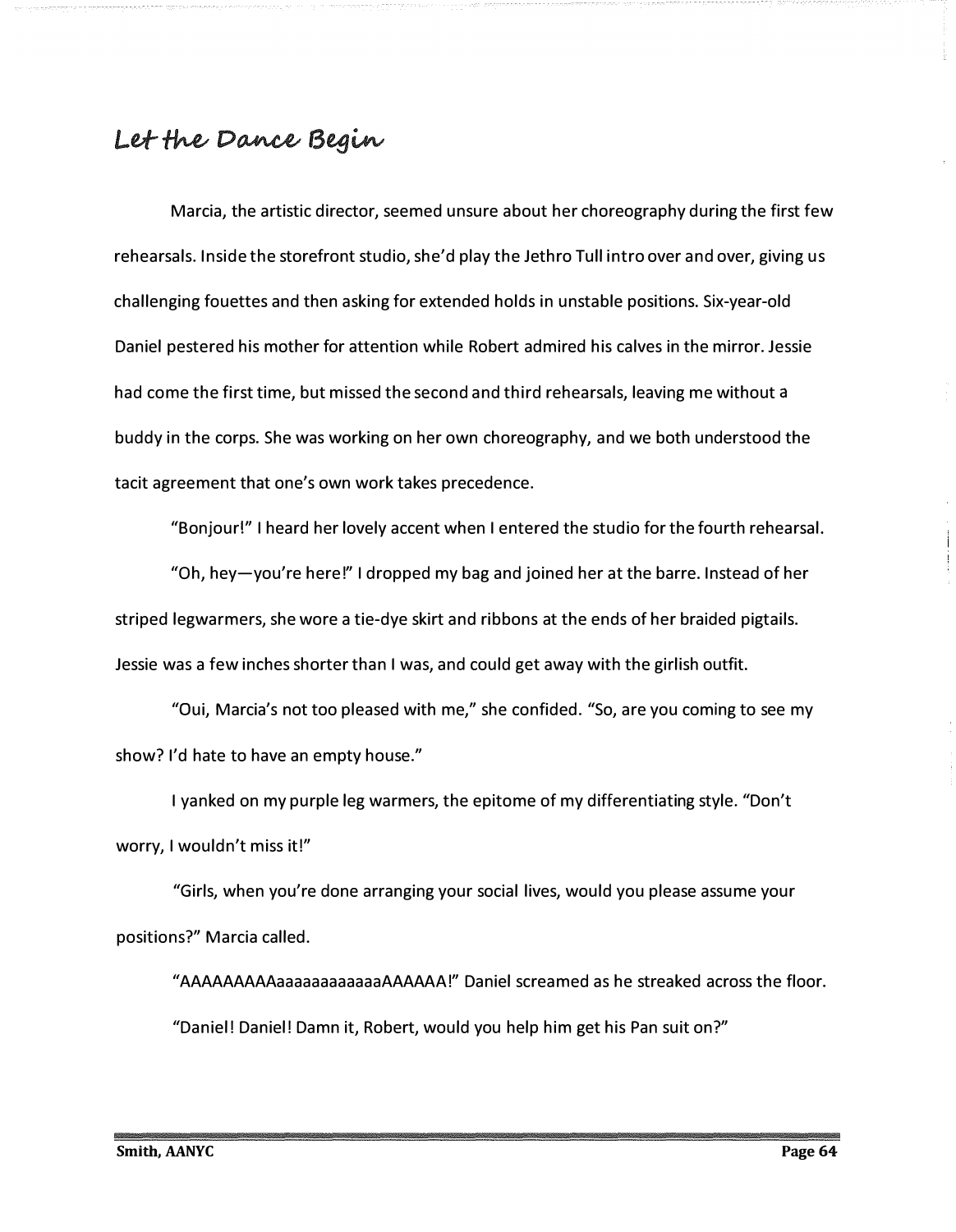## Let the Dance Begin

Marcia, the artistic director, seemed unsure about her choreography during the first few rehearsals. Inside the storefront studio, she'd play the Jethro Tull intro over and over, giving us challenging fouettes and then asking for extended holds in unstable positions. Six-year-old Daniel pestered his mother for attention while Robert admired his calves in the mirror. Jessie had come the first time, but missed the second and third rehearsals, leaving me without a buddy in the corps. She was working on her own choreography, and we both understood the tacit agreement that one's own work takes precedence.

"Bonjour!" I heard her lovely accent when I entered the studio for the fourth rehearsal.

"Oh, hey—you're here!" I dropped my bag and joined her at the barre. Instead of her striped legwarmers, she wore a tie-dye skirt and ribbons at the ends of her braided pigtails. Jessie was a few inches shorter than I was, and could get away with the girlish outfit.

"Oui, Marcia's not too pleased with me," she confided. "So, are you coming to see my show? I'd hate to have an empty house."

I yanked on my purple leg warmers, the epitome of my differentiating style. "Don't worry, I wouldn't miss it!"

"Girls, when you're done arranging your social lives, would you please assume your positions?" Marcia called.

"AAAAAAAAAaaaaaaaaaaaaAAAAAA!" Daniel screamed as he streaked across the floor.

"Daniel! Daniel! Damn it, Robert, would you help him get his Pan suit on?"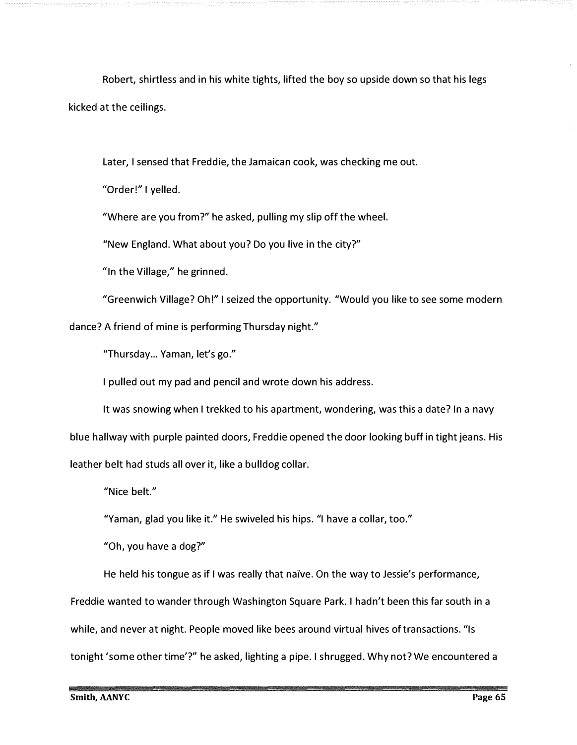Robert, shirtless and in his white tights, lifted the boy so upside down so that his legs kicked at the ceilings.

Later, I sensed that Freddie, the Jamaican cook, was checking me out.

"Order!" I yelled.

"Where are you from?" he asked, pulling my slip off the wheel.

"New England. What about you? Do you live in the city?"

"In the Village," he grinned.

"Greenwich Village? Oh!" I seized the opportunity. "Would you like to see some modern dance? A friend of mine is performing Thursday night."

"Thursday... Yaman, let's go."

I pulled out my pad and pencil and wrote down his address.

It was snowing when I trekked to his apartment, wondering, was this a date? In a navy blue hallway with purple painted doors, Freddie opened the door looking buff in tight jeans. His leather belt had studs all over it, like a bulldog collar.

"Nice belt."

"Yaman, glad you like it." He swiveled his hips. "I have a collar, too."

"Oh, you have a dog?"

He held his tongue as if I was really that naïve. On the way to Jessie's performance, Freddie wanted to wander through Washington Square Park. I hadn't been this far south in a while, and never at night. People moved like bees around virtual hives of transactions. "Is tonight 'some other time'?" he asked, lighting a pipe. I shrugged. Why not? We encountered a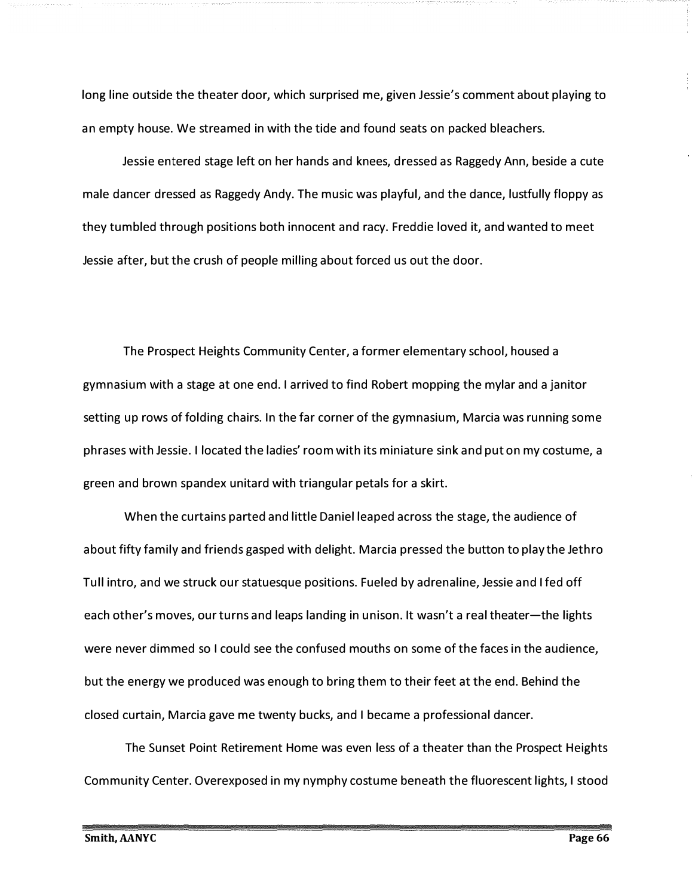long line outside the theater door, which surprised me, given Jessie's comment about playing to an empty house. We streamed in with the tide and found seats on packed bleachers.

Jessie entered stage left on her hands and knees, dressed as Raggedy Ann, beside a cute male dancer dressed as Raggedy Andy. The music was playful, and the dance, lustfully floppy as they tumbled through positions both innocent and racy. Freddie loved it, and wanted to meet Jessie after, but the crush of people milling about forced us out the door.

The Prospect Heights Community Center, a former elementary school, housed a gymnasium with a stage at one end. I arrived to find Robert mopping the mylar and a janitor setting up rows of folding chairs. In the far corner of the gymnasium, Marcia was running some phrases with Jessie. I located the ladies' room with its miniature sink and put on my costume, a green and brown spandex unitard with triangular petals for a skirt.

When the curtains parted and little Daniel leaped across the stage, the audience of about fifty family and friends gasped with delight. Marcia pressed the button to play the Jethro Tull intro, and we struck our statuesque positions. Fueled by adrenaline, Jessie and I fed off each other's moves, our turns and leaps landing in unison. It wasn't a real theater—the lights were never dimmed so I could see the confused mouths on some of the faces in the audience, but the energy we produced was enough to bring them to their feet at the end. Behind the closed curtain, Marcia gave me twenty bucks, and I became a professional dancer.

The Sunset Point Retirement Home was even less of a theater than the Prospect Heights Community Center. Overexposed in my nymphy costume beneath the fluorescent lights, I stood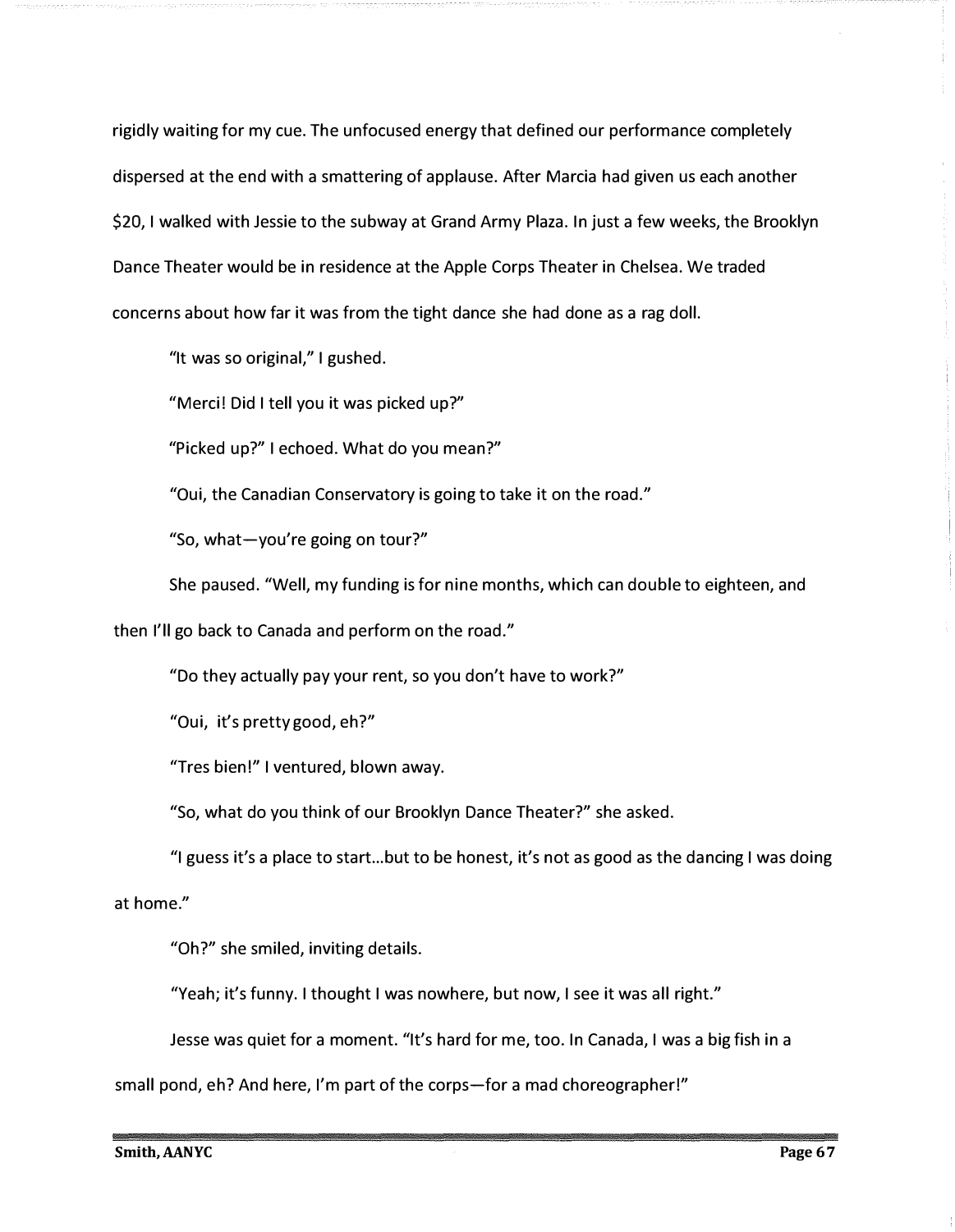rigidly waiting for my cue. The unfocused energy that defined our performance completely dispersed at the end with a smattering of applause. After Marcia had given us each another $20, I walked with Jessie to the subway at Grand Army Plaza. In just a few weeks, the Brooklyn Dance Theater would be in residence at the Apple Corps Theater in Chelsea. We traded concerns about how far it was from the tight dance she had done as a rag doll.

"It was so original," I gushed.

"Merci! Did I tell you it was picked up?"

"Picked up?" I echoed. What do you mean?"

"Oui, the Canadian Conservatory is going to take it on the road."

"So, what—you're going on tour?"

She paused. "Well, my funding is for nine months, which can double to eighteen, and then I'll go back to Canada and perform on the road."

"Do they actually pay your rent, so you don't have to work?"

"Oui, it's pretty good, eh?"

"Tres bien!" I ventured, blown away.

"So, what do you think of our Brooklyn Dance Theater?" she asked.

"I guess it's a place to start...but to be honest, it's not as good as the dancing I was doing at home."

"Oh?" she smiled, inviting details.

"Yeah; it's funny. I thought I was nowhere, but now, I see it was all right."

Jesse was quiet for a moment. "It's hard for me, too. In Canada, I was a big fish in a small pond, eh? And here, I'm part of the corps—for a mad choreographer!"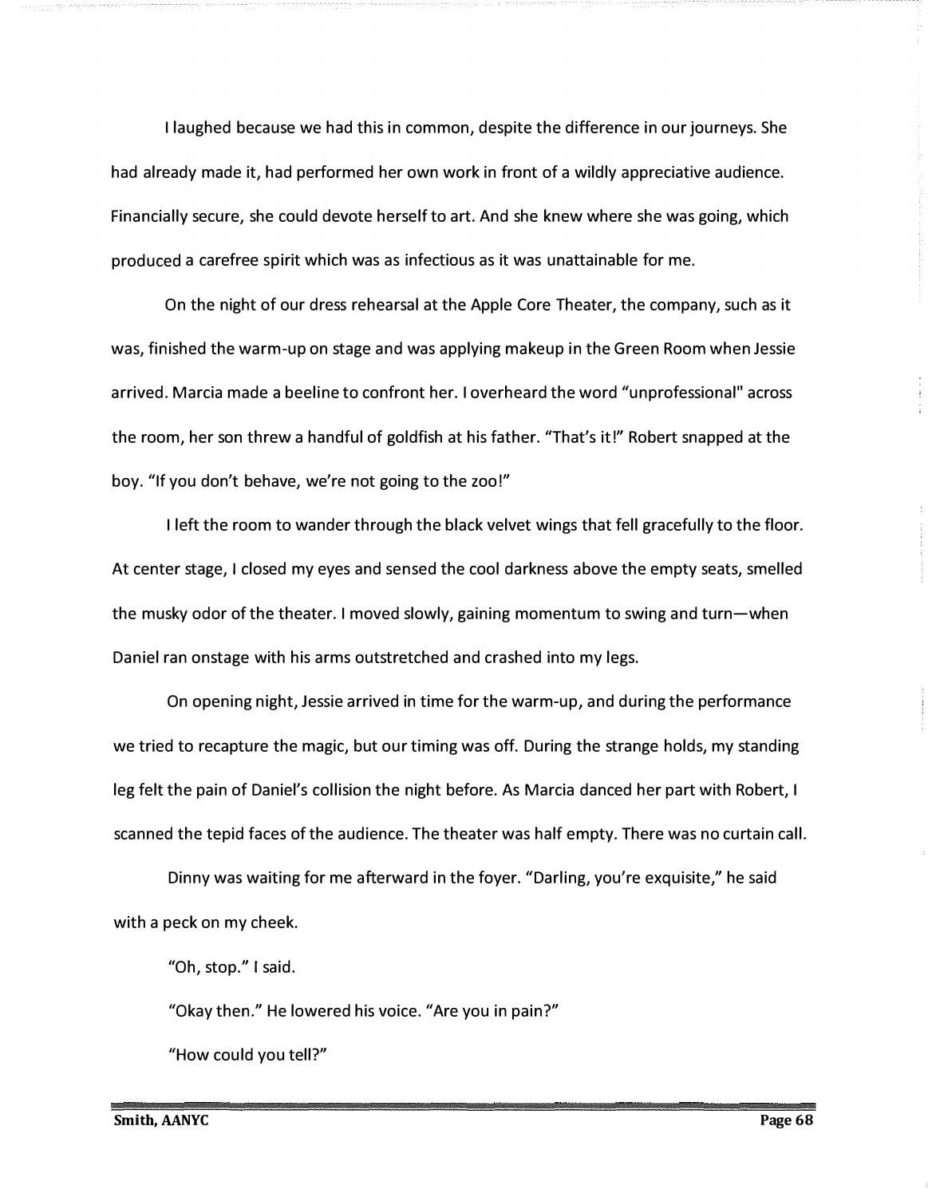I laughed because we had this in common, despite the difference in our journeys. She had already made it, had performed her own work in front of a wildly appreciative audience. Financially secure, she could devote herself to art. And she knew where she was going, which produced a carefree spirit which was as infectious as it was unattainable for me.

On the night of our dress rehearsal at the Apple Core Theater, the company, such as it was, finished the warm-up on stage and was applying makeup in the Green Room when Jessie arrived. Marcia made a beeline to confront her. I overheard the word "unprofessional" across the room, her son threw a handful of goldfish at his father. "That's it!" Robert snapped at the boy. "If you don't behave, we're not going to the zoo!"

I left the room to wander through the black velvet wings that fell gracefully to the floor. At center stage, I closed my eyes and sensed the cool darkness above the empty seats, smelled the musky odor of the theater. I moved slowly, gaining momentum to swing and turn—when Daniel ran onstage with his arms outstretched and crashed into my legs.

On opening night, Jessie arrived in time for the warm-up, and during the performance we tried to recapture the magic, but our timing was off. During the strange holds, my standing leg felt the pain of Daniel's collision the night before. As Marcia danced her part with Robert, I scanned the tepid faces of the audience. The theater was half empty. There was no curtain call.

Dinny was waiting for me afterward in the foyer. "Darling, you're exquisite," he said with a peck on my cheek.

"Oh, stop." I said.

"Okay then." He lowered his voice. "Are you in pain?"

"How could you tell?"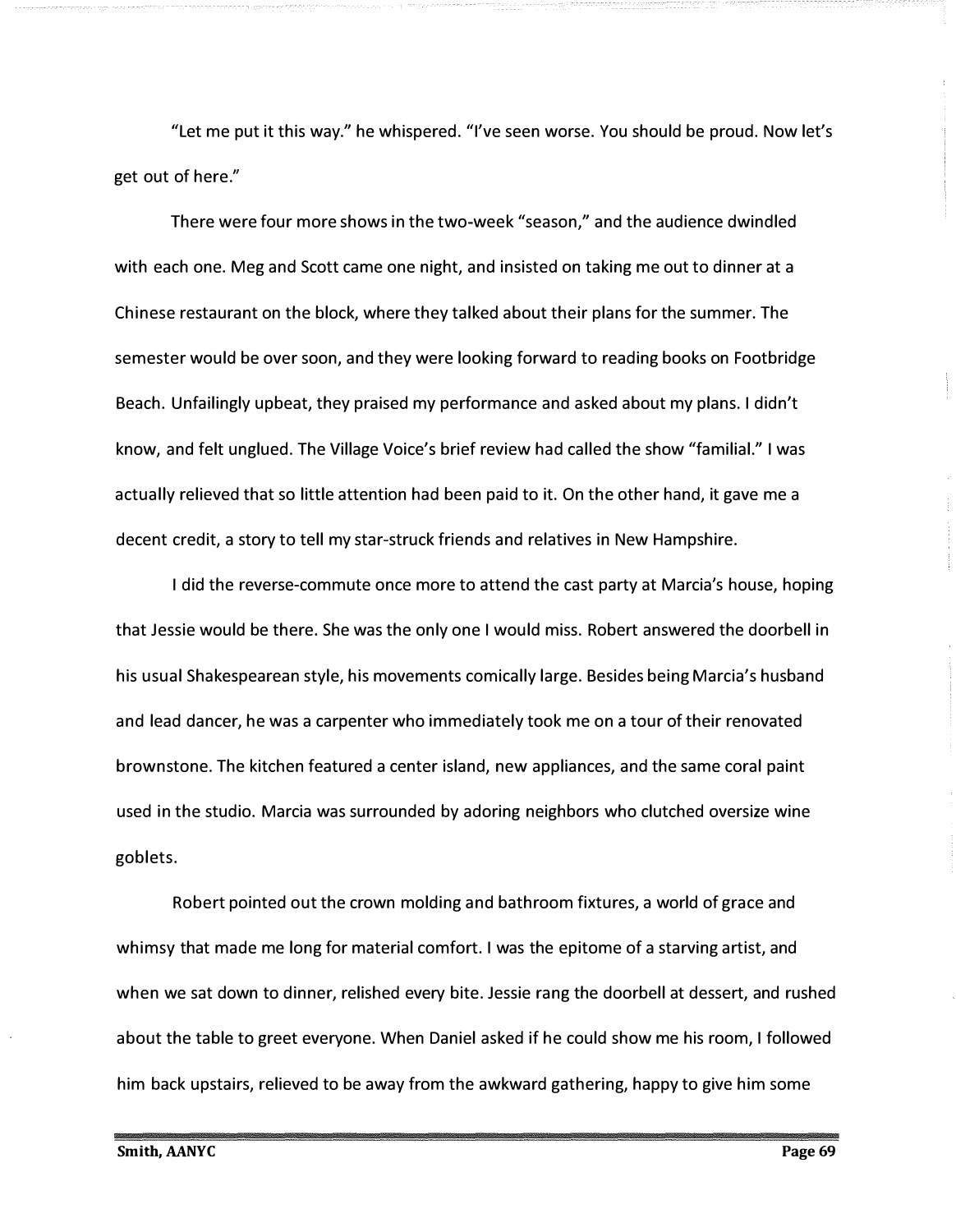"Let me put it this way." he whispered. "I've seen worse. You should be proud. Now let's get out of here."

There were four more shows in the two-week "season," and the audience dwindled with each one. Meg and Scott came one night, and insisted on taking me out to dinner at a Chinese restaurant on the block, where they talked about their plans for the summer. The semester would be over soon, and they were looking forward to reading books on Footbridge Beach. Unfailingly upbeat, they praised my performance and asked about my plans. I didn't know, and felt unglued. The Village Voice's brief review had called the show "familial." I was actually relieved that so little attention had been paid to it. On the other hand, it gave me a decent credit, a story to tell my star-struck friends and relatives in New Hampshire.

I did the reverse-commute once more to attend the cast party at Marcia's house, hoping that Jessie would be there. She was the only one I would miss. Robert answered the doorbell in his usual Shakespearean style, his movements comically large. Besides being Marcia's husband and lead dancer, he was a carpenter who immediately took me on a tour of their renovated brownstone. The kitchen featured a center island, new appliances, and the same coral paint used in the studio. Marcia was surrounded by adoring neighbors who clutched oversize wine goblets.

Robert pointed out the crown molding and bathroom fixtures, a world of grace and whimsy that made me long for material comfort. I was the epitome of a starving artist, and when we sat down to dinner, relished every bite. Jessie rang the doorbell at dessert, and rushed about the table to greet everyone. When Daniel asked if he could show me his room, I followed him back upstairs, relieved to be away from the awkward gathering, happy to give him some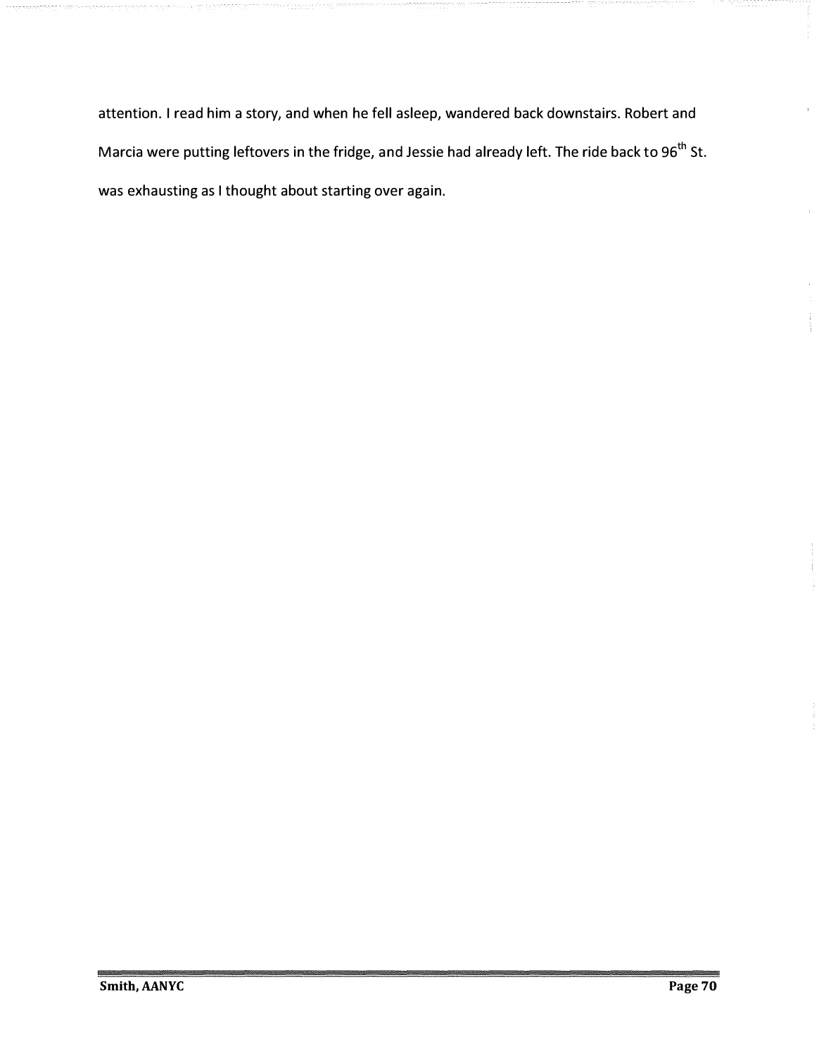attention. I read him a story, and when he fell asleep, wandered back downstairs. Robert and Marcia were putting leftovers in the fridge, and Jessie had already left. The ride back to 96th St. was exhausting as I thought about starting over again.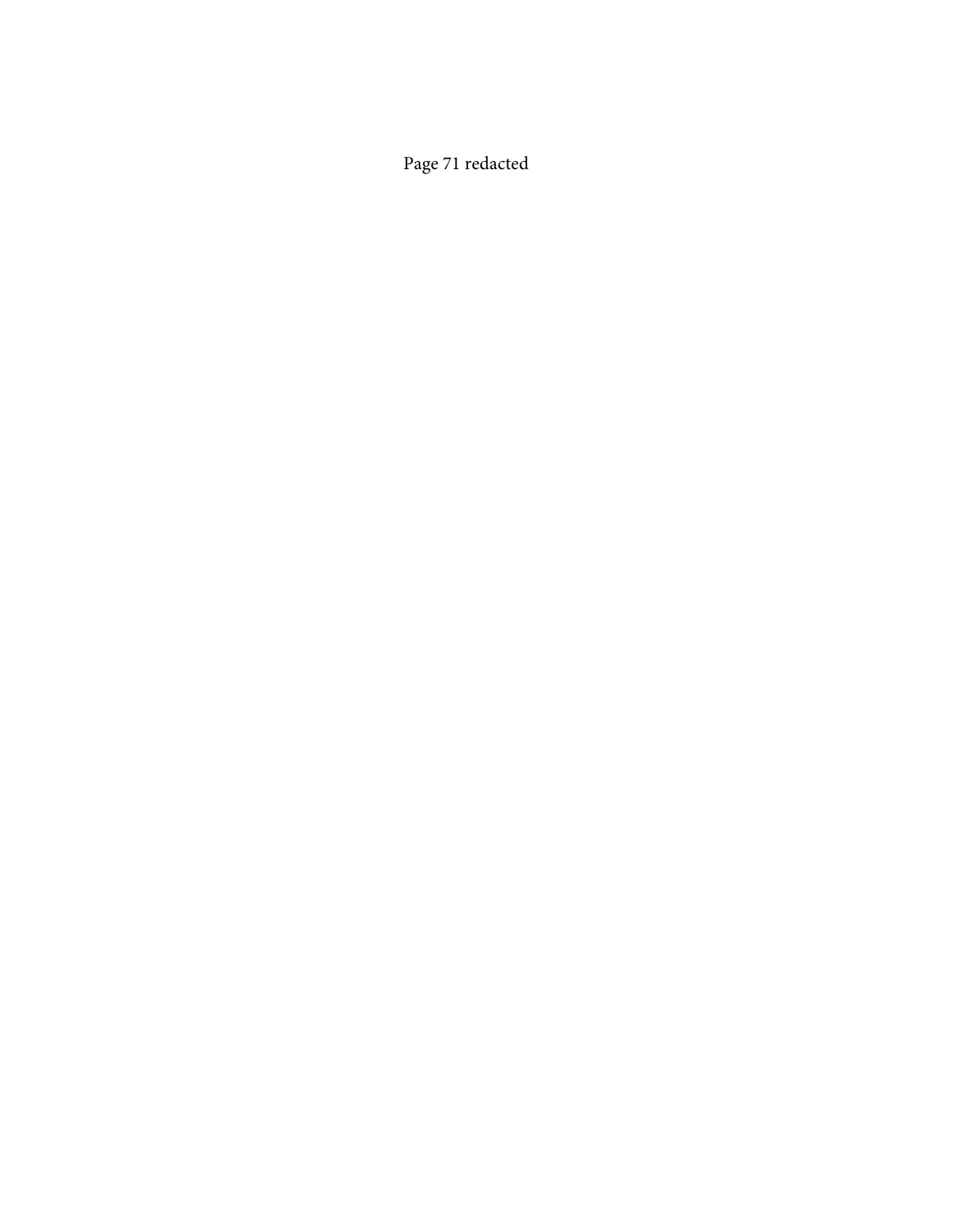Page 71 redacted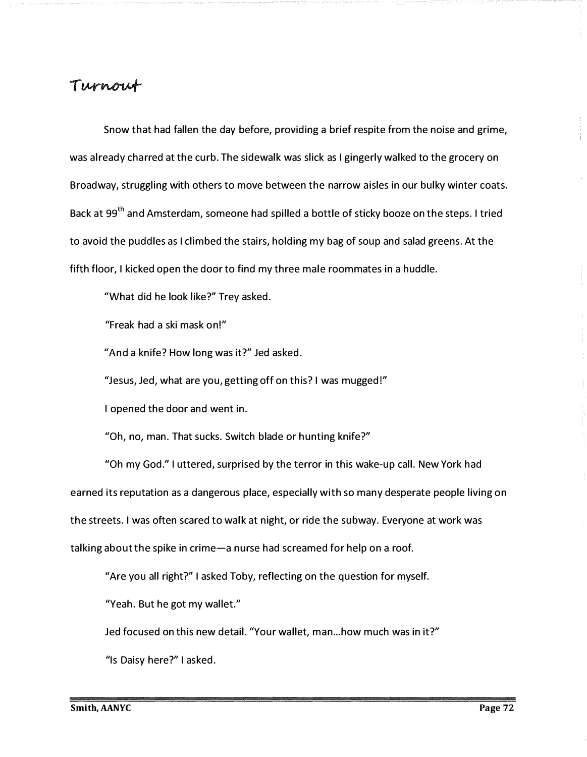# Turnout

Snow that had fallen the day before, providing a brief respite from the noise and grime, was already charred at the curb. The sidewalk was slick as I gingerly walked to the grocery on Broadway, struggling with others to move between the narrow aisles in our bulky winter coats. Back at 99th and Amsterdam, someone had spilled a bottle of sticky booze on the steps. I tried to avoid the puddles as I climbed the stairs, holding my bag of soup and salad greens. At the fifth floor, I kicked open the door to find my three male roommates in a huddle.

"What did he look like?" Trey asked.

"Freak had a ski mask on!"

"And a knife? How long was it?" Jed asked.

"Jesus, Jed, what are you, getting off on this? I was mugged!"

I opened the door and went in.

"Oh, no, man. That sucks. Switch blade or hunting knife?"

"Oh my God." I uttered, surprised by the terror in this wake-up call. New York had earned its reputation as a dangerous place, especially with so many desperate people living on the streets. I was often scared to walk at night, or ride the subway. Everyone at work was talking about the spike in crime—a nurse had screamed for help on a roof.

"Are you all right?" I asked Toby, reflecting on the question for myself.

"Yeah. But he got my wallet."

Jed focused on this new detail. "Your wallet, man...how much was in it?"

"Is Daisy here?" I asked.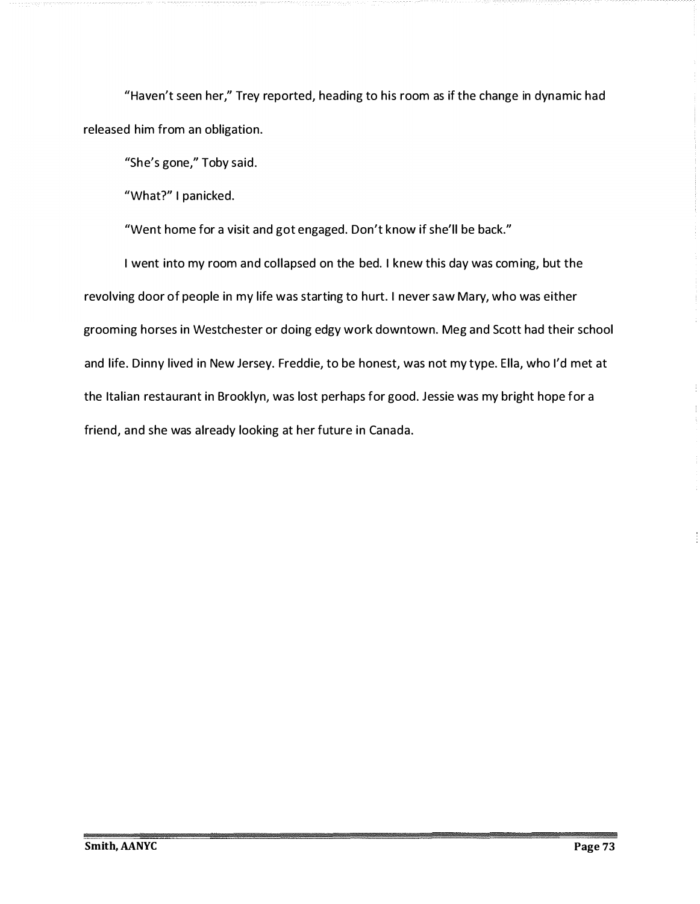"Haven't seen her," Trey reported, heading to his room as if the change in dynamic had released him from an obligation.

"She's gone," Toby said.

"What?" I panicked.

"Went home for a visit and got engaged. Don't know if she'll be back."

I went into my room and collapsed on the bed. I knew this day was coming, but the revolving door of people in my life was starting to hurt. I never saw Mary, who was either grooming horses in Westchester or doing edgy work downtown. Meg and Scott had their school and life. Dinny lived in New Jersey. Freddie, to be honest, was not my type. Ella, who I'd met at the Italian restaurant in Brooklyn, was lost perhaps for good. Jessie was my bright hope for a friend, and she was already looking at her future in Canada.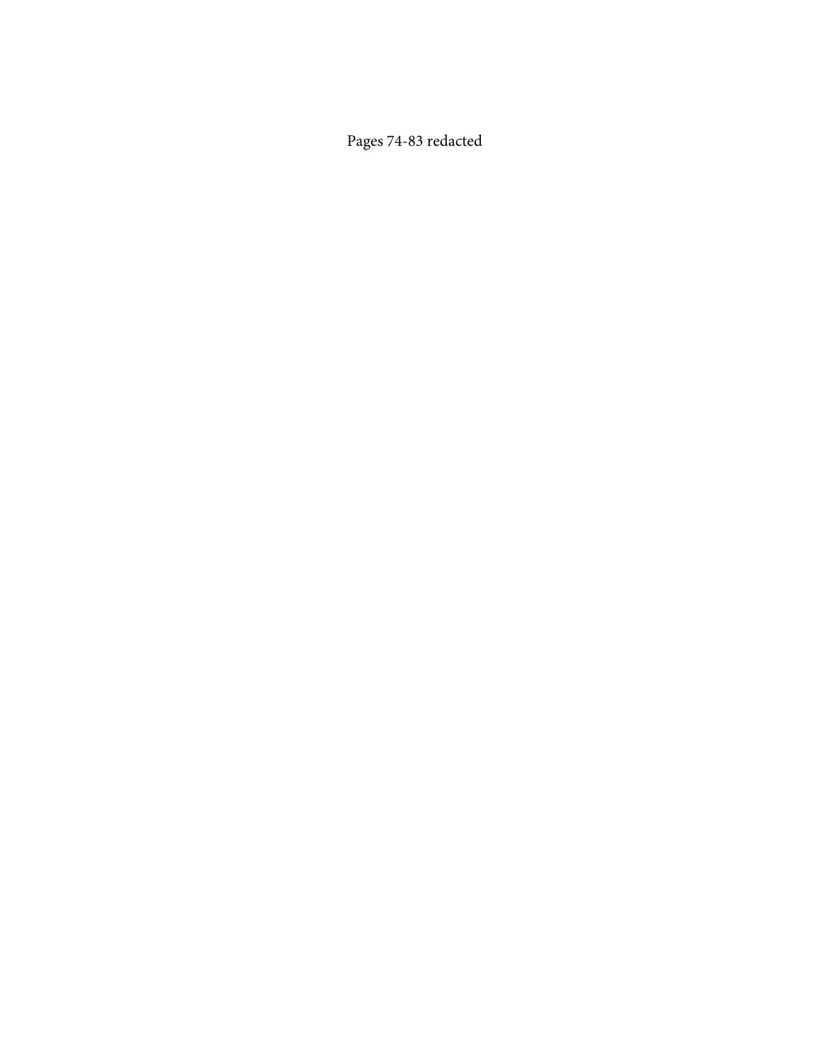Pages 74-83 redacted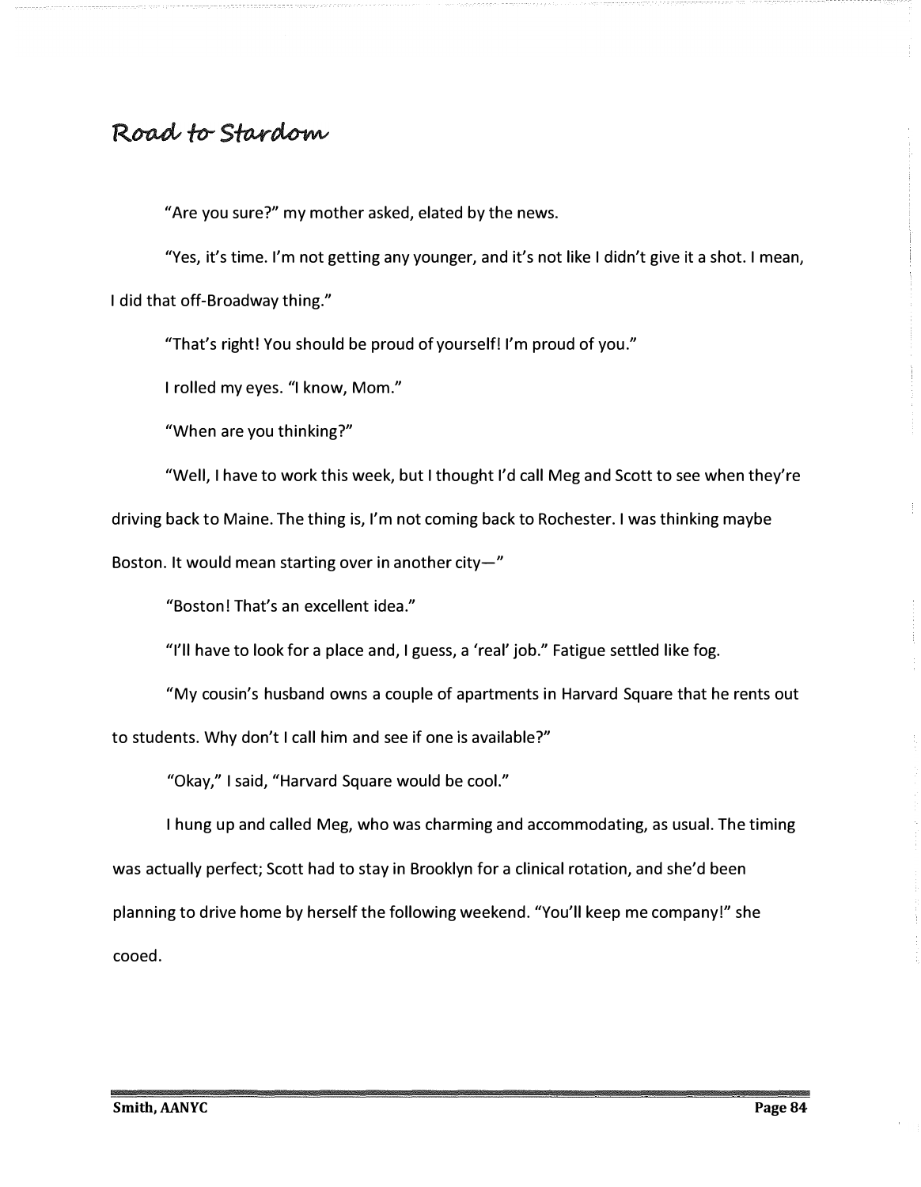## Road to Stardom

"Are you sure?" my mother asked, elated by the news.

"Yes, it's time. I'm not getting any younger, and it's not like I didn't give it a shot. I mean, I did that off-Broadway thing."

"That's right! You should be proud of yourself! I'm proud of you."

I rolled my eyes. "I know, Mom."

"When are you thinking?"

"Well, I have to work this week, but I thought I'd call Meg and Scott to see when they're driving back to Maine. The thing is, I'm not coming back to Rochester. I was thinking maybe Boston. It would mean starting over in another city—"

"Boston! That's an excellent idea."

"I'll have to look for a place and, I guess, a 'real' job." Fatigue settled like fog.

"My cousin's husband owns a couple of apartments in Harvard Square that he rents out to students. Why don't I call him and see if one is available?"

"Okay," I said, "Harvard Square would be cool."

I hung up and called Meg, who was charming and accommodating, as usual. The timing was actually perfect; Scott had to stay in Brooklyn for a clinical rotation, and she'd been planning to drive home by herself the following weekend. "You'll keep me company!" she cooed.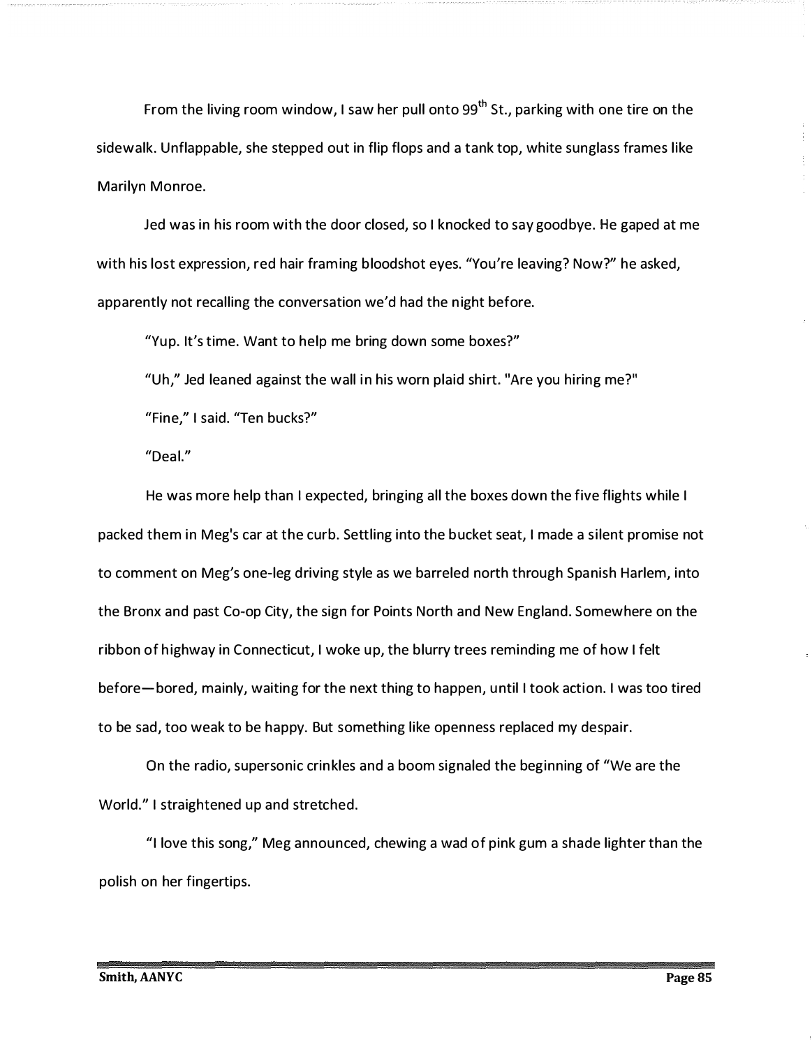From the living room window, I saw her pull onto 99th St., parking with one tire on the sidewalk. Unflappable, she stepped out in flip flops and a tank top, white sunglass frames like Marilyn Monroe.

Jed was in his room with the door closed, so I knocked to say goodbye. He gaped at me with his lost expression, red hair framing bloodshot eyes. "You're leaving? Now?" he asked, apparently not recalling the conversation we'd had the night before.

"Yup. It's time. Want to help me bring down some boxes?"

"Uh," Jed leaned against the wall in his worn plaid shirt. "Are you hiring me?"

"Fine," I said. "Ten bucks?"

"Deal."

He was more help than I expected, bringing all the boxes down the five flights while I packed them in Meg's car at the curb. Settling into the bucket seat, I made a silent promise not to comment on Meg's one-leg driving style as we barreled north through Spanish Harlem, into the Bronx and past Co-op City, the sign for Points North and New England. Somewhere on the ribbon of highway in Connecticut, I woke up, the blurry trees reminding me of how I felt before—bored, mainly, waiting for the next thing to happen, until I took action. I was too tired to be sad, too weak to be happy. But something like openness replaced my despair.

On the radio, supersonic crinkles and a boom signaled the beginning of "We are the World." I straightened up and stretched.

"I love this song," Meg announced, chewing a wad of pink gum a shade lighter than the polish on her fingertips.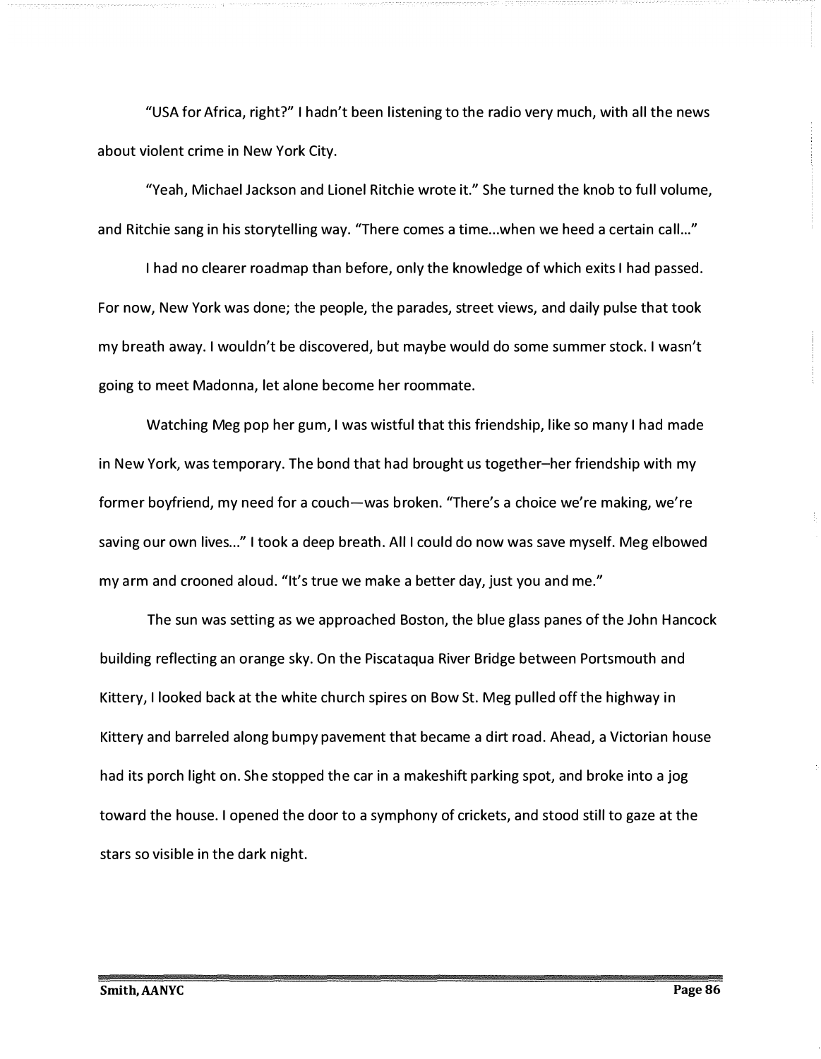"USA for Africa, right?" I hadn't been listening to the radio very much, with all the news about violent crime in New York City.

"Yeah, Michael Jackson and Lionel Ritchie wrote it." She turned the knob to full volume, and Ritchie sang in his storytelling way. "There comes a time...when we heed a certain call..."

I had no clearer roadmap than before, only the knowledge of which exits I had passed. For now, New York was done; the people, the parades, street views, and daily pulse that took my breath away. I wouldn't be discovered, but maybe would do some summer stock. I wasn't going to meet Madonna, let alone become her roommate.

Watching Meg pop her gum, I was wistful that this friendship, like so many I had made in New York, was temporary. The bond that had brought us together–her friendship with my former boyfriend, my need for a couch—was broken. "There's a choice we're making, we're saving our own lives..." I took a deep breath. All I could do now was save myself. Meg elbowed my arm and crooned aloud. "It's true we make a better day, just you and me."

The sun was setting as we approached Boston, the blue glass panes of the John Hancock building reflecting an orange sky. On the Piscataqua River Bridge between Portsmouth and Kittery, I looked back at the white church spires on Bow St. Meg pulled off the highway in Kittery and barreled along bumpy pavement that became a dirt road. Ahead, a Victorian house had its porch light on. She stopped the car in a makeshift parking spot, and broke into a jog toward the house. I opened the door to a symphony of crickets, and stood still to gaze at the stars so visible in the dark night.